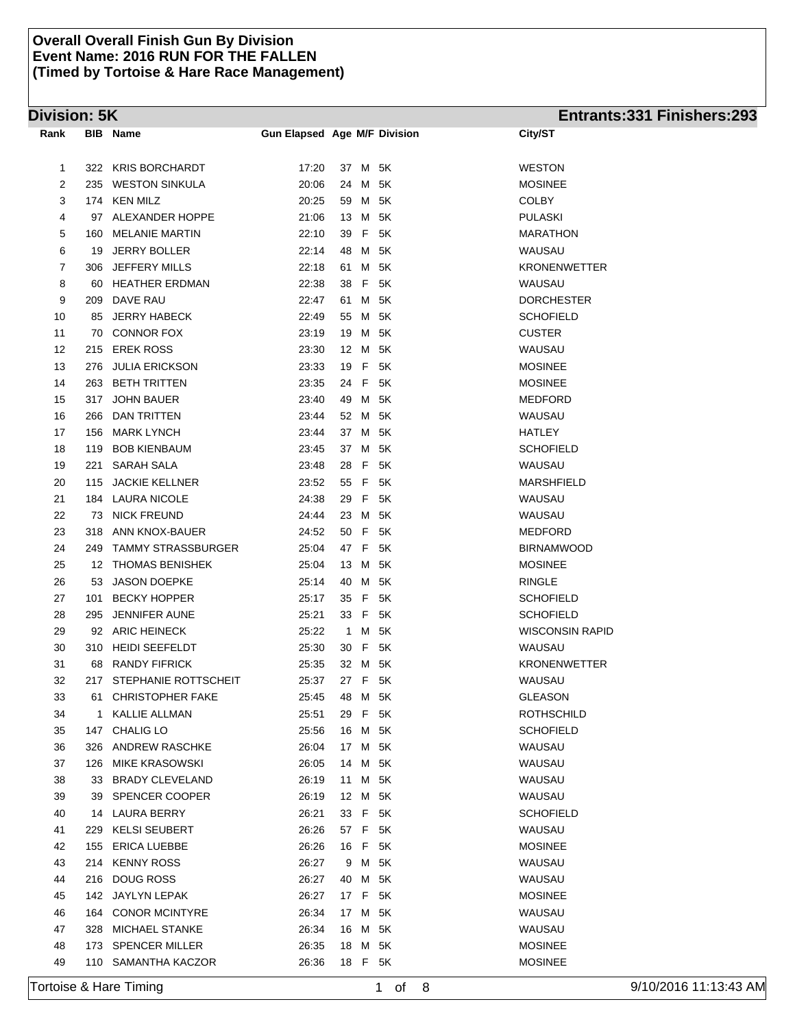**Overall Overall Finish Gun By Division**
**Event Name: 2016 RUN FOR THE FALLEN**
**(Timed by Tortoise & Hare Race Management)**

## Division: 5K

**Entrants:331 Finishers:293**

| Rank | BIB | Name | Gun Elapsed | Age | M/F | Division | City/ST |
|---|---|---|---|---|---|---|---|
| 1 | 322 | KRIS BORCHARDT | 17:20 | 37 | M | 5K | WESTON |
| 2 | 235 | WESTON SINKULA | 20:06 | 24 | M | 5K | MOSINEE |
| 3 | 174 | KEN MILZ | 20:25 | 59 | M | 5K | COLBY |
| 4 | 97 | ALEXANDER HOPPE | 21:06 | 13 | M | 5K | PULASKI |
| 5 | 160 | MELANIE MARTIN | 22:10 | 39 | F | 5K | MARATHON |
| 6 | 19 | JERRY BOLLER | 22:14 | 48 | M | 5K | WAUSAU |
| 7 | 306 | JEFFERY MILLS | 22:18 | 61 | M | 5K | KRONENWETTER |
| 8 | 60 | HEATHER ERDMAN | 22:38 | 38 | F | 5K | WAUSAU |
| 9 | 209 | DAVE RAU | 22:47 | 61 | M | 5K | DORCHESTER |
| 10 | 85 | JERRY HABECK | 22:49 | 55 | M | 5K | SCHOFIELD |
| 11 | 70 | CONNOR FOX | 23:19 | 19 | M | 5K | CUSTER |
| 12 | 215 | EREK ROSS | 23:30 | 12 | M | 5K | WAUSAU |
| 13 | 276 | JULIA ERICKSON | 23:33 | 19 | F | 5K | MOSINEE |
| 14 | 263 | BETH TRITTEN | 23:35 | 24 | F | 5K | MOSINEE |
| 15 | 317 | JOHN BAUER | 23:40 | 49 | M | 5K | MEDFORD |
| 16 | 266 | DAN TRITTEN | 23:44 | 52 | M | 5K | WAUSAU |
| 17 | 156 | MARK LYNCH | 23:44 | 37 | M | 5K | HATLEY |
| 18 | 119 | BOB KIENBAUM | 23:45 | 37 | M | 5K | SCHOFIELD |
| 19 | 221 | SARAH SALA | 23:48 | 28 | F | 5K | WAUSAU |
| 20 | 115 | JACKIE KELLNER | 23:52 | 55 | F | 5K | MARSHFIELD |
| 21 | 184 | LAURA NICOLE | 24:38 | 29 | F | 5K | WAUSAU |
| 22 | 73 | NICK FREUND | 24:44 | 23 | M | 5K | WAUSAU |
| 23 | 318 | ANN KNOX-BAUER | 24:52 | 50 | F | 5K | MEDFORD |
| 24 | 249 | TAMMY STRASSBURGER | 25:04 | 47 | F | 5K | BIRNAMWOOD |
| 25 | 12 | THOMAS BENISHEK | 25:04 | 13 | M | 5K | MOSINEE |
| 26 | 53 | JASON DOEPKE | 25:14 | 40 | M | 5K | RINGLE |
| 27 | 101 | BECKY HOPPER | 25:17 | 35 | F | 5K | SCHOFIELD |
| 28 | 295 | JENNIFER AUNE | 25:21 | 33 | F | 5K | SCHOFIELD |
| 29 | 92 | ARIC HEINECK | 25:22 | 1 | M | 5K | WISCONSIN RAPID |
| 30 | 310 | HEIDI SEEFELDT | 25:30 | 30 | F | 5K | WAUSAU |
| 31 | 68 | RANDY FIFRICK | 25:35 | 32 | M | 5K | KRONENWETTER |
| 32 | 217 | STEPHANIE ROTTSCHEIT | 25:37 | 27 | F | 5K | WAUSAU |
| 33 | 61 | CHRISTOPHER FAKE | 25:45 | 48 | M | 5K | GLEASON |
| 34 | 1 | KALLIE ALLMAN | 25:51 | 29 | F | 5K | ROTHSCHILD |
| 35 | 147 | CHALIG LO | 25:56 | 16 | M | 5K | SCHOFIELD |
| 36 | 326 | ANDREW RASCHKE | 26:04 | 17 | M | 5K | WAUSAU |
| 37 | 126 | MIKE KRASOWSKI | 26:05 | 14 | M | 5K | WAUSAU |
| 38 | 33 | BRADY CLEVELAND | 26:19 | 11 | M | 5K | WAUSAU |
| 39 | 39 | SPENCER COOPER | 26:19 | 12 | M | 5K | WAUSAU |
| 40 | 14 | LAURA BERRY | 26:21 | 33 | F | 5K | SCHOFIELD |
| 41 | 229 | KELSI SEUBERT | 26:26 | 57 | F | 5K | WAUSAU |
| 42 | 155 | ERICA LUEBBE | 26:26 | 16 | F | 5K | MOSINEE |
| 43 | 214 | KENNY ROSS | 26:27 | 9 | M | 5K | WAUSAU |
| 44 | 216 | DOUG ROSS | 26:27 | 40 | M | 5K | WAUSAU |
| 45 | 142 | JAYLYN LEPAK | 26:27 | 17 | F | 5K | MOSINEE |
| 46 | 164 | CONOR MCINTYRE | 26:34 | 17 | M | 5K | WAUSAU |
| 47 | 328 | MICHAEL STANKE | 26:34 | 16 | M | 5K | WAUSAU |
| 48 | 173 | SPENCER MILLER | 26:35 | 18 | M | 5K | MOSINEE |
| 49 | 110 | SAMANTHA KACZOR | 26:36 | 18 | F | 5K | MOSINEE |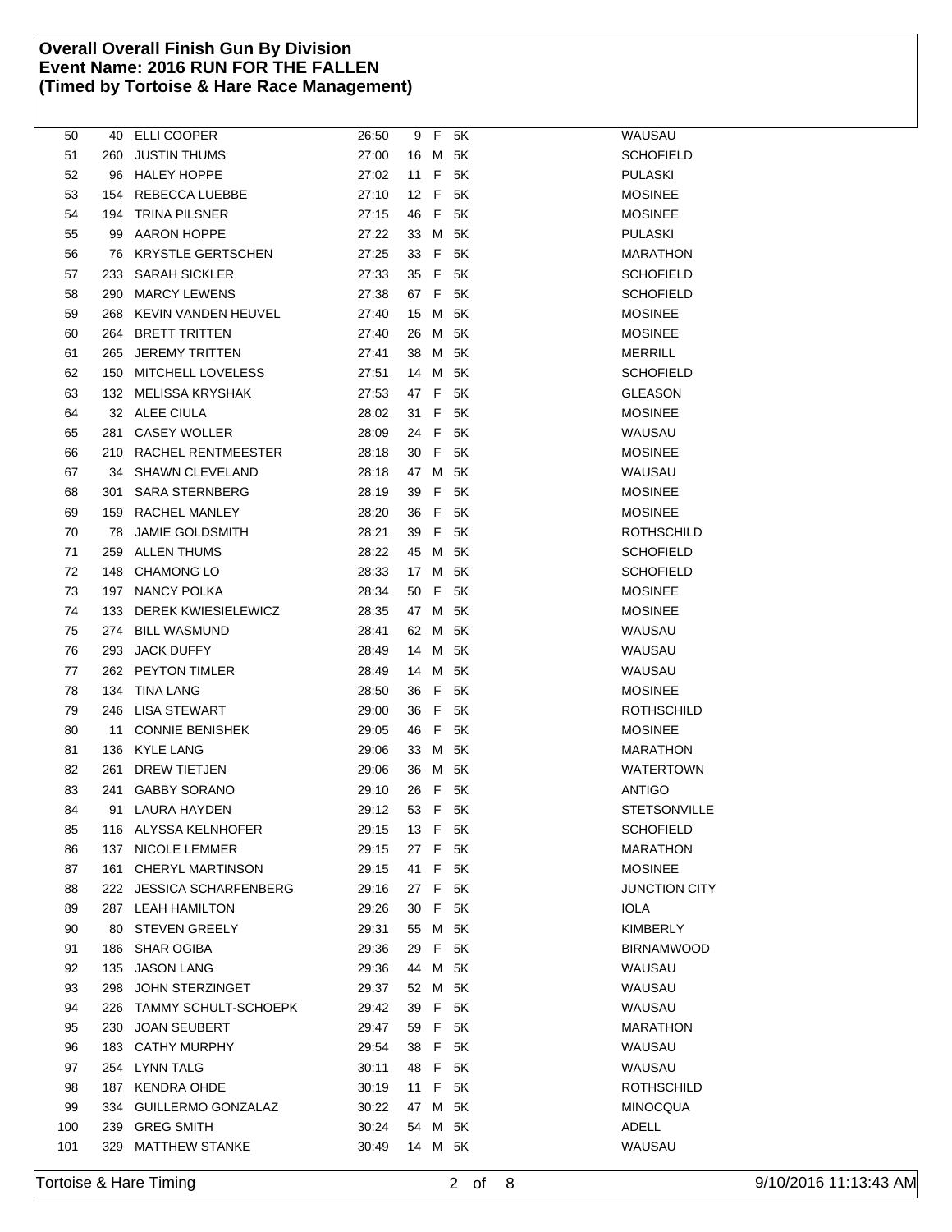**Overall Overall Finish Gun By Division**
**Event Name: 2016 RUN FOR THE FALLEN**
**(Timed by Tortoise & Hare Race Management)**

| | | | | | | | |
|---|---|---|---|---|---|---|---|
| 50 | 40 | ELLI COOPER | 26:50 | 9 | F | 5K | WAUSAU |
| 51 | 260 | JUSTIN THUMS | 27:00 | 16 | M | 5K | SCHOFIELD |
| 52 | 96 | HALEY HOPPE | 27:02 | 11 | F | 5K | PULASKI |
| 53 | 154 | REBECCA LUEBBE | 27:10 | 12 | F | 5K | MOSINEE |
| 54 | 194 | TRINA PILSNER | 27:15 | 46 | F | 5K | MOSINEE |
| 55 | 99 | AARON HOPPE | 27:22 | 33 | M | 5K | PULASKI |
| 56 | 76 | KRYSTLE GERTSCHEN | 27:25 | 33 | F | 5K | MARATHON |
| 57 | 233 | SARAH SICKLER | 27:33 | 35 | F | 5K | SCHOFIELD |
| 58 | 290 | MARCY LEWENS | 27:38 | 67 | F | 5K | SCHOFIELD |
| 59 | 268 | KEVIN VANDEN HEUVEL | 27:40 | 15 | M | 5K | MOSINEE |
| 60 | 264 | BRETT TRITTEN | 27:40 | 26 | M | 5K | MOSINEE |
| 61 | 265 | JEREMY TRITTEN | 27:41 | 38 | M | 5K | MERRILL |
| 62 | 150 | MITCHELL LOVELESS | 27:51 | 14 | M | 5K | SCHOFIELD |
| 63 | 132 | MELISSA KRYSHAK | 27:53 | 47 | F | 5K | GLEASON |
| 64 | 32 | ALEE CIULA | 28:02 | 31 | F | 5K | MOSINEE |
| 65 | 281 | CASEY WOLLER | 28:09 | 24 | F | 5K | WAUSAU |
| 66 | 210 | RACHEL RENTMEESTER | 28:18 | 30 | F | 5K | MOSINEE |
| 67 | 34 | SHAWN CLEVELAND | 28:18 | 47 | M | 5K | WAUSAU |
| 68 | 301 | SARA STERNBERG | 28:19 | 39 | F | 5K | MOSINEE |
| 69 | 159 | RACHEL MANLEY | 28:20 | 36 | F | 5K | MOSINEE |
| 70 | 78 | JAMIE GOLDSMITH | 28:21 | 39 | F | 5K | ROTHSCHILD |
| 71 | 259 | ALLEN THUMS | 28:22 | 45 | M | 5K | SCHOFIELD |
| 72 | 148 | CHAMONG LO | 28:33 | 17 | M | 5K | SCHOFIELD |
| 73 | 197 | NANCY POLKA | 28:34 | 50 | F | 5K | MOSINEE |
| 74 | 133 | DEREK KWIESIELEWICZ | 28:35 | 47 | M | 5K | MOSINEE |
| 75 | 274 | BILL WASMUND | 28:41 | 62 | M | 5K | WAUSAU |
| 76 | 293 | JACK DUFFY | 28:49 | 14 | M | 5K | WAUSAU |
| 77 | 262 | PEYTON TIMLER | 28:49 | 14 | M | 5K | WAUSAU |
| 78 | 134 | TINA LANG | 28:50 | 36 | F | 5K | MOSINEE |
| 79 | 246 | LISA STEWART | 29:00 | 36 | F | 5K | ROTHSCHILD |
| 80 | 11 | CONNIE BENISHEK | 29:05 | 46 | F | 5K | MOSINEE |
| 81 | 136 | KYLE LANG | 29:06 | 33 | M | 5K | MARATHON |
| 82 | 261 | DREW TIETJEN | 29:06 | 36 | M | 5K | WATERTOWN |
| 83 | 241 | GABBY SORANO | 29:10 | 26 | F | 5K | ANTIGO |
| 84 | 91 | LAURA HAYDEN | 29:12 | 53 | F | 5K | STETSONVILLE |
| 85 | 116 | ALYSSA KELNHOFER | 29:15 | 13 | F | 5K | SCHOFIELD |
| 86 | 137 | NICOLE LEMMER | 29:15 | 27 | F | 5K | MARATHON |
| 87 | 161 | CHERYL MARTINSON | 29:15 | 41 | F | 5K | MOSINEE |
| 88 | 222 | JESSICA SCHARFENBERG | 29:16 | 27 | F | 5K | JUNCTION CITY |
| 89 | 287 | LEAH HAMILTON | 29:26 | 30 | F | 5K | IOLA |
| 90 | 80 | STEVEN GREELY | 29:31 | 55 | M | 5K | KIMBERLY |
| 91 | 186 | SHAR OGIBA | 29:36 | 29 | F | 5K | BIRNAMWOOD |
| 92 | 135 | JASON LANG | 29:36 | 44 | M | 5K | WAUSAU |
| 93 | 298 | JOHN STERZINGET | 29:37 | 52 | M | 5K | WAUSAU |
| 94 | 226 | TAMMY SCHULT-SCHOEPK | 29:42 | 39 | F | 5K | WAUSAU |
| 95 | 230 | JOAN SEUBERT | 29:47 | 59 | F | 5K | MARATHON |
| 96 | 183 | CATHY MURPHY | 29:54 | 38 | F | 5K | WAUSAU |
| 97 | 254 | LYNN TALG | 30:11 | 48 | F | 5K | WAUSAU |
| 98 | 187 | KENDRA OHDE | 30:19 | 11 | F | 5K | ROTHSCHILD |
| 99 | 334 | GUILLERMO GONZALAZ | 30:22 | 47 | M | 5K | MINOCQUA |
| 100 | 239 | GREG SMITH | 30:24 | 54 | M | 5K | ADELL |
| 101 | 329 | MATTHEW STANKE | 30:49 | 14 | M | 5K | WAUSAU |

Tortoise & Hare Timing 9/10/2016 11:13:43 AM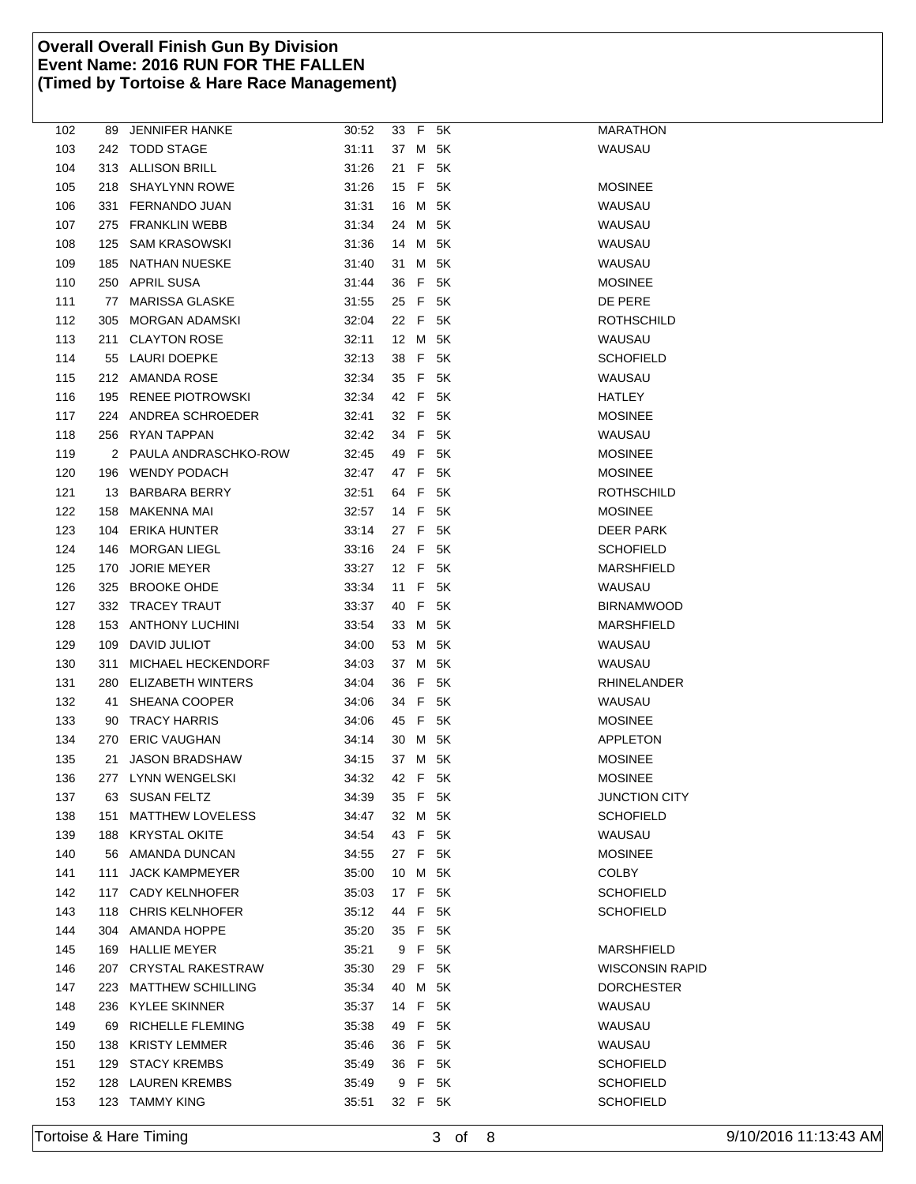**Overall Overall Finish Gun By Division**
**Event Name: 2016 RUN FOR THE FALLEN**
**(Timed by Tortoise & Hare Race Management)**

| | | | | | | | |
|---|---|---|---|---|---|---|---|
| 102 | 89 | JENNIFER HANKE | 30:52 | 33 | F | 5K | MARATHON |
| 103 | 242 | TODD STAGE | 31:11 | 37 | M | 5K | WAUSAU |
| 104 | 313 | ALLISON BRILL | 31:26 | 21 | F | 5K | |
| 105 | 218 | SHAYLYNN ROWE | 31:26 | 15 | F | 5K | MOSINEE |
| 106 | 331 | FERNANDO JUAN | 31:31 | 16 | M | 5K | WAUSAU |
| 107 | 275 | FRANKLIN WEBB | 31:34 | 24 | M | 5K | WAUSAU |
| 108 | 125 | SAM KRASOWSKI | 31:36 | 14 | M | 5K | WAUSAU |
| 109 | 185 | NATHAN NUESKE | 31:40 | 31 | M | 5K | WAUSAU |
| 110 | 250 | APRIL SUSA | 31:44 | 36 | F | 5K | MOSINEE |
| 111 | 77 | MARISSA GLASKE | 31:55 | 25 | F | 5K | DE PERE |
| 112 | 305 | MORGAN ADAMSKI | 32:04 | 22 | F | 5K | ROTHSCHILD |
| 113 | 211 | CLAYTON ROSE | 32:11 | 12 | M | 5K | WAUSAU |
| 114 | 55 | LAURI DOEPKE | 32:13 | 38 | F | 5K | SCHOFIELD |
| 115 | 212 | AMANDA ROSE | 32:34 | 35 | F | 5K | WAUSAU |
| 116 | 195 | RENEE PIOTROWSKI | 32:34 | 42 | F | 5K | HATLEY |
| 117 | 224 | ANDREA SCHROEDER | 32:41 | 32 | F | 5K | MOSINEE |
| 118 | 256 | RYAN TAPPAN | 32:42 | 34 | F | 5K | WAUSAU |
| 119 | 2 | PAULA ANDRASCHKO-ROW | 32:45 | 49 | F | 5K | MOSINEE |
| 120 | 196 | WENDY PODACH | 32:47 | 47 | F | 5K | MOSINEE |
| 121 | 13 | BARBARA BERRY | 32:51 | 64 | F | 5K | ROTHSCHILD |
| 122 | 158 | MAKENNA MAI | 32:57 | 14 | F | 5K | MOSINEE |
| 123 | 104 | ERIKA HUNTER | 33:14 | 27 | F | 5K | DEER PARK |
| 124 | 146 | MORGAN LIEGL | 33:16 | 24 | F | 5K | SCHOFIELD |
| 125 | 170 | JORIE MEYER | 33:27 | 12 | F | 5K | MARSHFIELD |
| 126 | 325 | BROOKE OHDE | 33:34 | 11 | F | 5K | WAUSAU |
| 127 | 332 | TRACEY TRAUT | 33:37 | 40 | F | 5K | BIRNAMWOOD |
| 128 | 153 | ANTHONY LUCHINI | 33:54 | 33 | M | 5K | MARSHFIELD |
| 129 | 109 | DAVID JULIOT | 34:00 | 53 | M | 5K | WAUSAU |
| 130 | 311 | MICHAEL HECKENDORF | 34:03 | 37 | M | 5K | WAUSAU |
| 131 | 280 | ELIZABETH WINTERS | 34:04 | 36 | F | 5K | RHINELANDER |
| 132 | 41 | SHEANA COOPER | 34:06 | 34 | F | 5K | WAUSAU |
| 133 | 90 | TRACY HARRIS | 34:06 | 45 | F | 5K | MOSINEE |
| 134 | 270 | ERIC VAUGHAN | 34:14 | 30 | M | 5K | APPLETON |
| 135 | 21 | JASON BRADSHAW | 34:15 | 37 | M | 5K | MOSINEE |
| 136 | 277 | LYNN WENGELSKI | 34:32 | 42 | F | 5K | MOSINEE |
| 137 | 63 | SUSAN FELTZ | 34:39 | 35 | F | 5K | JUNCTION CITY |
| 138 | 151 | MATTHEW LOVELESS | 34:47 | 32 | M | 5K | SCHOFIELD |
| 139 | 188 | KRYSTAL OKITE | 34:54 | 43 | F | 5K | WAUSAU |
| 140 | 56 | AMANDA DUNCAN | 34:55 | 27 | F | 5K | MOSINEE |
| 141 | 111 | JACK KAMPMEYER | 35:00 | 10 | M | 5K | COLBY |
| 142 | 117 | CADY KELNHOFER | 35:03 | 17 | F | 5K | SCHOFIELD |
| 143 | 118 | CHRIS KELNHOFER | 35:12 | 44 | F | 5K | SCHOFIELD |
| 144 | 304 | AMANDA HOPPE | 35:20 | 35 | F | 5K | |
| 145 | 169 | HALLIE MEYER | 35:21 | 9 | F | 5K | MARSHFIELD |
| 146 | 207 | CRYSTAL RAKESTRAW | 35:30 | 29 | F | 5K | WISCONSIN RAPID |
| 147 | 223 | MATTHEW SCHILLING | 35:34 | 40 | M | 5K | DORCHESTER |
| 148 | 236 | KYLEE SKINNER | 35:37 | 14 | F | 5K | WAUSAU |
| 149 | 69 | RICHELLE FLEMING | 35:38 | 49 | F | 5K | WAUSAU |
| 150 | 138 | KRISTY LEMMER | 35:46 | 36 | F | 5K | WAUSAU |
| 151 | 129 | STACY KREMBS | 35:49 | 36 | F | 5K | SCHOFIELD |
| 152 | 128 | LAUREN KREMBS | 35:49 | 9 | F | 5K | SCHOFIELD |
| 153 | 123 | TAMMY KING | 35:51 | 32 | F | 5K | SCHOFIELD |

Tortoise & Hare Timing 9/10/2016 11:13:43 AM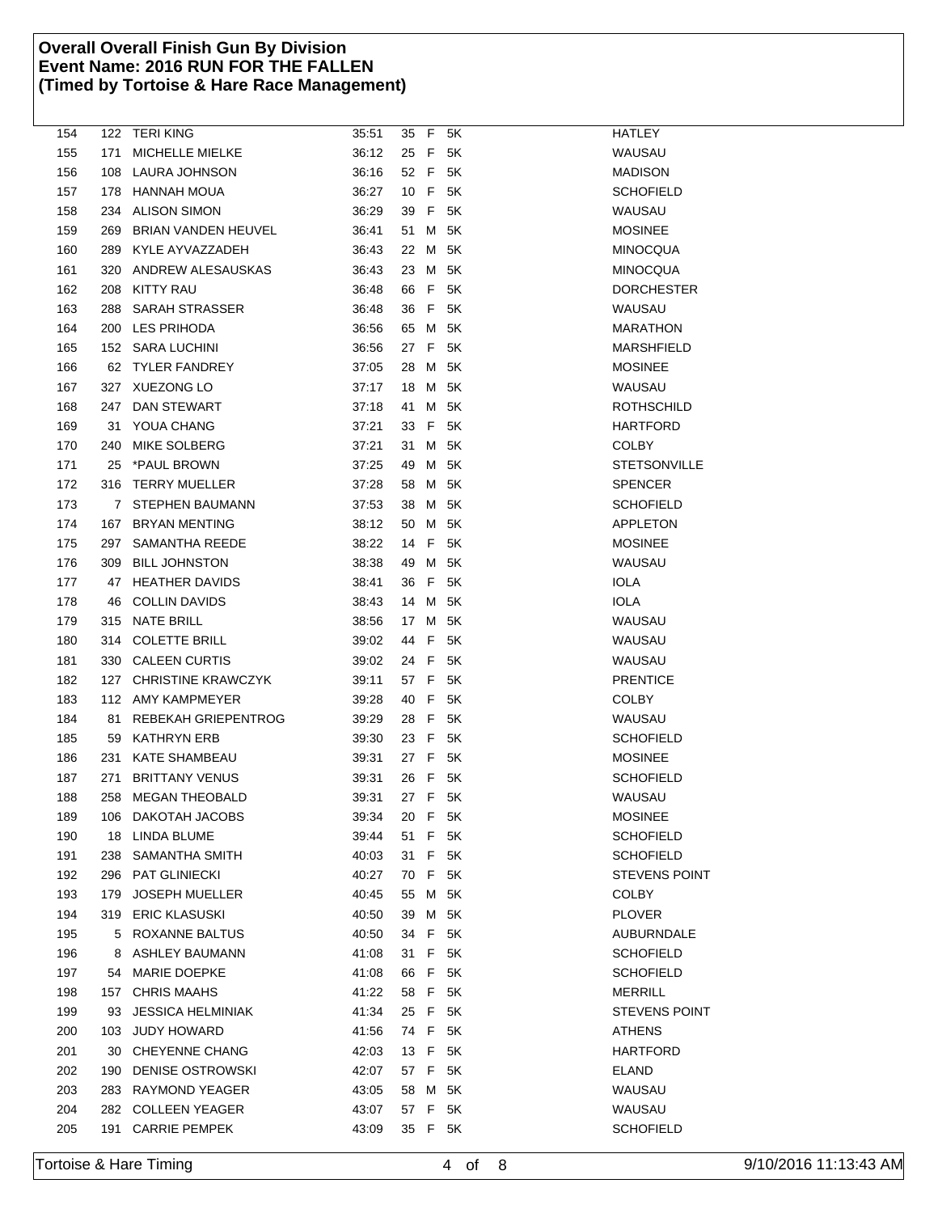# Overall Overall Finish Gun By Division
# Event Name: 2016 RUN FOR THE FALLEN
# (Timed by Tortoise & Hare Race Management)

| | | | | | | | |
|---|---|---|---|---|---|---|---|
| 154 | 122 | TERI KING | 35:51 | 35 | F | 5K | HATLEY |
| 155 | 171 | MICHELLE MIELKE | 36:12 | 25 | F | 5K | WAUSAU |
| 156 | 108 | LAURA JOHNSON | 36:16 | 52 | F | 5K | MADISON |
| 157 | 178 | HANNAH MOUA | 36:27 | 10 | F | 5K | SCHOFIELD |
| 158 | 234 | ALISON SIMON | 36:29 | 39 | F | 5K | WAUSAU |
| 159 | 269 | BRIAN VANDEN HEUVEL | 36:41 | 51 | M | 5K | MOSINEE |
| 160 | 289 | KYLE AYVAZZADEH | 36:43 | 22 | M | 5K | MINOCQUA |
| 161 | 320 | ANDREW ALESAUSKAS | 36:43 | 23 | M | 5K | MINOCQUA |
| 162 | 208 | KITTY RAU | 36:48 | 66 | F | 5K | DORCHESTER |
| 163 | 288 | SARAH STRASSER | 36:48 | 36 | F | 5K | WAUSAU |
| 164 | 200 | LES PRIHODA | 36:56 | 65 | M | 5K | MARATHON |
| 165 | 152 | SARA LUCHINI | 36:56 | 27 | F | 5K | MARSHFIELD |
| 166 | 62 | TYLER FANDREY | 37:05 | 28 | M | 5K | MOSINEE |
| 167 | 327 | XUEZONG LO | 37:17 | 18 | M | 5K | WAUSAU |
| 168 | 247 | DAN STEWART | 37:18 | 41 | M | 5K | ROTHSCHILD |
| 169 | 31 | YOUA CHANG | 37:21 | 33 | F | 5K | HARTFORD |
| 170 | 240 | MIKE SOLBERG | 37:21 | 31 | M | 5K | COLBY |
| 171 | 25 | *PAUL BROWN | 37:25 | 49 | M | 5K | STETSONVILLE |
| 172 | 316 | TERRY MUELLER | 37:28 | 58 | M | 5K | SPENCER |
| 173 | 7 | STEPHEN BAUMANN | 37:53 | 38 | M | 5K | SCHOFIELD |
| 174 | 167 | BRYAN MENTING | 38:12 | 50 | M | 5K | APPLETON |
| 175 | 297 | SAMANTHA REEDE | 38:22 | 14 | F | 5K | MOSINEE |
| 176 | 309 | BILL JOHNSTON | 38:38 | 49 | M | 5K | WAUSAU |
| 177 | 47 | HEATHER DAVIDS | 38:41 | 36 | F | 5K | IOLA |
| 178 | 46 | COLLIN DAVIDS | 38:43 | 14 | M | 5K | IOLA |
| 179 | 315 | NATE BRILL | 38:56 | 17 | M | 5K | WAUSAU |
| 180 | 314 | COLETTE BRILL | 39:02 | 44 | F | 5K | WAUSAU |
| 181 | 330 | CALEEN CURTIS | 39:02 | 24 | F | 5K | WAUSAU |
| 182 | 127 | CHRISTINE KRAWCZYK | 39:11 | 57 | F | 5K | PRENTICE |
| 183 | 112 | AMY KAMPMEYER | 39:28 | 40 | F | 5K | COLBY |
| 184 | 81 | REBEKAH GRIEPENTROG | 39:29 | 28 | F | 5K | WAUSAU |
| 185 | 59 | KATHRYN ERB | 39:30 | 23 | F | 5K | SCHOFIELD |
| 186 | 231 | KATE SHAMBEAU | 39:31 | 27 | F | 5K | MOSINEE |
| 187 | 271 | BRITTANY VENUS | 39:31 | 26 | F | 5K | SCHOFIELD |
| 188 | 258 | MEGAN THEOBALD | 39:31 | 27 | F | 5K | WAUSAU |
| 189 | 106 | DAKOTAH JACOBS | 39:34 | 20 | F | 5K | MOSINEE |
| 190 | 18 | LINDA BLUME | 39:44 | 51 | F | 5K | SCHOFIELD |
| 191 | 238 | SAMANTHA SMITH | 40:03 | 31 | F | 5K | SCHOFIELD |
| 192 | 296 | PAT GLINIECKI | 40:27 | 70 | F | 5K | STEVENS POINT |
| 193 | 179 | JOSEPH MUELLER | 40:45 | 55 | M | 5K | COLBY |
| 194 | 319 | ERIC KLASUSKI | 40:50 | 39 | M | 5K | PLOVER |
| 195 | 5 | ROXANNE BALTUS | 40:50 | 34 | F | 5K | AUBURNDALE |
| 196 | 8 | ASHLEY BAUMANN | 41:08 | 31 | F | 5K | SCHOFIELD |
| 197 | 54 | MARIE DOEPKE | 41:08 | 66 | F | 5K | SCHOFIELD |
| 198 | 157 | CHRIS MAAHS | 41:22 | 58 | F | 5K | MERRILL |
| 199 | 93 | JESSICA HELMINIAK | 41:34 | 25 | F | 5K | STEVENS POINT |
| 200 | 103 | JUDY HOWARD | 41:56 | 74 | F | 5K | ATHENS |
| 201 | 30 | CHEYENNE CHANG | 42:03 | 13 | F | 5K | HARTFORD |
| 202 | 190 | DENISE OSTROWSKI | 42:07 | 57 | F | 5K | ELAND |
| 203 | 283 | RAYMOND YEAGER | 43:05 | 58 | M | 5K | WAUSAU |
| 204 | 282 | COLLEEN YEAGER | 43:07 | 57 | F | 5K | WAUSAU |
| 205 | 191 | CARRIE PEMPEK | 43:09 | 35 | F | 5K | SCHOFIELD |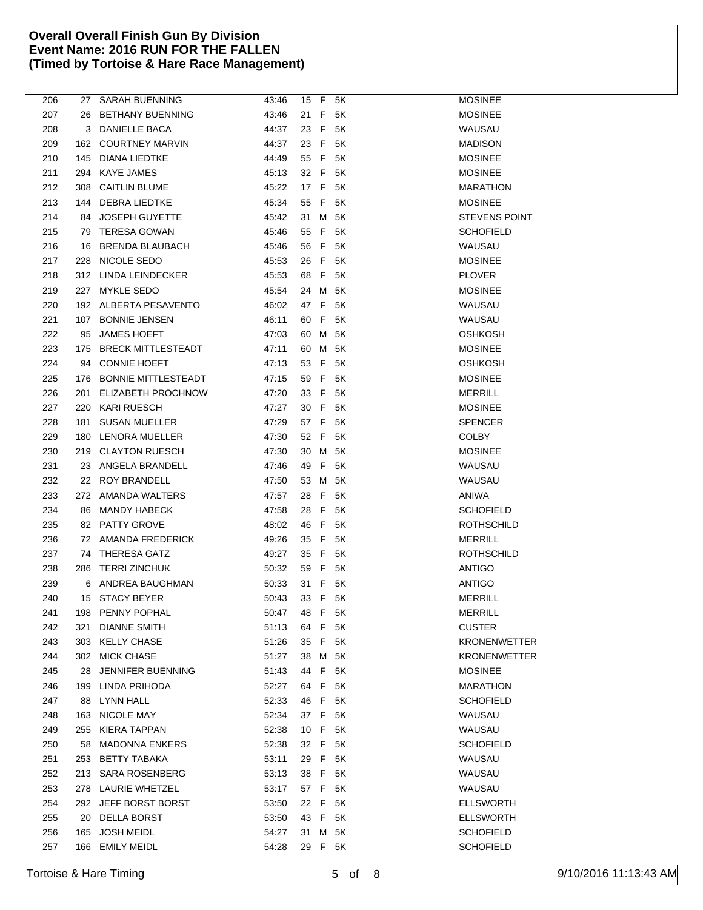**Overall Overall Finish Gun By Division**
**Event Name: 2016 RUN FOR THE FALLEN**
**(Timed by Tortoise & Hare Race Management)**

| | | | | | | | |
|---|---|---|---|---|---|---|---|
| 206 | 27 | SARAH BUENNING | 43:46 | 15 | F | 5K | MOSINEE |
| 207 | 26 | BETHANY BUENNING | 43:46 | 21 | F | 5K | MOSINEE |
| 208 | 3 | DANIELLE BACA | 44:37 | 23 | F | 5K | WAUSAU |
| 209 | 162 | COURTNEY MARVIN | 44:37 | 23 | F | 5K | MADISON |
| 210 | 145 | DIANA LIEDTKE | 44:49 | 55 | F | 5K | MOSINEE |
| 211 | 294 | KAYE JAMES | 45:13 | 32 | F | 5K | MOSINEE |
| 212 | 308 | CAITLIN BLUME | 45:22 | 17 | F | 5K | MARATHON |
| 213 | 144 | DEBRA LIEDTKE | 45:34 | 55 | F | 5K | MOSINEE |
| 214 | 84 | JOSEPH GUYETTE | 45:42 | 31 | M | 5K | STEVENS POINT |
| 215 | 79 | TERESA GOWAN | 45:46 | 55 | F | 5K | SCHOFIELD |
| 216 | 16 | BRENDA BLAUBACH | 45:46 | 56 | F | 5K | WAUSAU |
| 217 | 228 | NICOLE SEDO | 45:53 | 26 | F | 5K | MOSINEE |
| 218 | 312 | LINDA LEINDECKER | 45:53 | 68 | F | 5K | PLOVER |
| 219 | 227 | MYKLE SEDO | 45:54 | 24 | M | 5K | MOSINEE |
| 220 | 192 | ALBERTA PESAVENTO | 46:02 | 47 | F | 5K | WAUSAU |
| 221 | 107 | BONNIE JENSEN | 46:11 | 60 | F | 5K | WAUSAU |
| 222 | 95 | JAMES HOEFT | 47:03 | 60 | M | 5K | OSHKOSH |
| 223 | 175 | BRECK MITTLESTEADT | 47:11 | 60 | M | 5K | MOSINEE |
| 224 | 94 | CONNIE HOEFT | 47:13 | 53 | F | 5K | OSHKOSH |
| 225 | 176 | BONNIE MITTLESTEADT | 47:15 | 59 | F | 5K | MOSINEE |
| 226 | 201 | ELIZABETH PROCHNOW | 47:20 | 33 | F | 5K | MERRILL |
| 227 | 220 | KARI RUESCH | 47:27 | 30 | F | 5K | MOSINEE |
| 228 | 181 | SUSAN MUELLER | 47:29 | 57 | F | 5K | SPENCER |
| 229 | 180 | LENORA MUELLER | 47:30 | 52 | F | 5K | COLBY |
| 230 | 219 | CLAYTON RUESCH | 47:30 | 30 | M | 5K | MOSINEE |
| 231 | 23 | ANGELA BRANDELL | 47:46 | 49 | F | 5K | WAUSAU |
| 232 | 22 | ROY BRANDELL | 47:50 | 53 | M | 5K | WAUSAU |
| 233 | 272 | AMANDA WALTERS | 47:57 | 28 | F | 5K | ANIWA |
| 234 | 86 | MANDY HABECK | 47:58 | 28 | F | 5K | SCHOFIELD |
| 235 | 82 | PATTY GROVE | 48:02 | 46 | F | 5K | ROTHSCHILD |
| 236 | 72 | AMANDA FREDERICK | 49:26 | 35 | F | 5K | MERRILL |
| 237 | 74 | THERESA GATZ | 49:27 | 35 | F | 5K | ROTHSCHILD |
| 238 | 286 | TERRI ZINCHUK | 50:32 | 59 | F | 5K | ANTIGO |
| 239 | 6 | ANDREA BAUGHMAN | 50:33 | 31 | F | 5K | ANTIGO |
| 240 | 15 | STACY BEYER | 50:43 | 33 | F | 5K | MERRILL |
| 241 | 198 | PENNY POPHAL | 50:47 | 48 | F | 5K | MERRILL |
| 242 | 321 | DIANNE SMITH | 51:13 | 64 | F | 5K | CUSTER |
| 243 | 303 | KELLY CHASE | 51:26 | 35 | F | 5K | KRONENWETTER |
| 244 | 302 | MICK CHASE | 51:27 | 38 | M | 5K | KRONENWETTER |
| 245 | 28 | JENNIFER BUENNING | 51:43 | 44 | F | 5K | MOSINEE |
| 246 | 199 | LINDA PRIHODA | 52:27 | 64 | F | 5K | MARATHON |
| 247 | 88 | LYNN HALL | 52:33 | 46 | F | 5K | SCHOFIELD |
| 248 | 163 | NICOLE MAY | 52:34 | 37 | F | 5K | WAUSAU |
| 249 | 255 | KIERA TAPPAN | 52:38 | 10 | F | 5K | WAUSAU |
| 250 | 58 | MADONNA ENKERS | 52:38 | 32 | F | 5K | SCHOFIELD |
| 251 | 253 | BETTY TABAKA | 53:11 | 29 | F | 5K | WAUSAU |
| 252 | 213 | SARA ROSENBERG | 53:13 | 38 | F | 5K | WAUSAU |
| 253 | 278 | LAURIE WHETZEL | 53:17 | 57 | F | 5K | WAUSAU |
| 254 | 292 | JEFF BORST BORST | 53:50 | 22 | F | 5K | ELLSWORTH |
| 255 | 20 | DELLA BORST | 53:50 | 43 | F | 5K | ELLSWORTH |
| 256 | 165 | JOSH MEIDL | 54:27 | 31 | M | 5K | SCHOFIELD |
| 257 | 166 | EMILY MEIDL | 54:28 | 29 | F | 5K | SCHOFIELD |

Tortoise & Hare Timing

9/10/2016 11:13:43 AM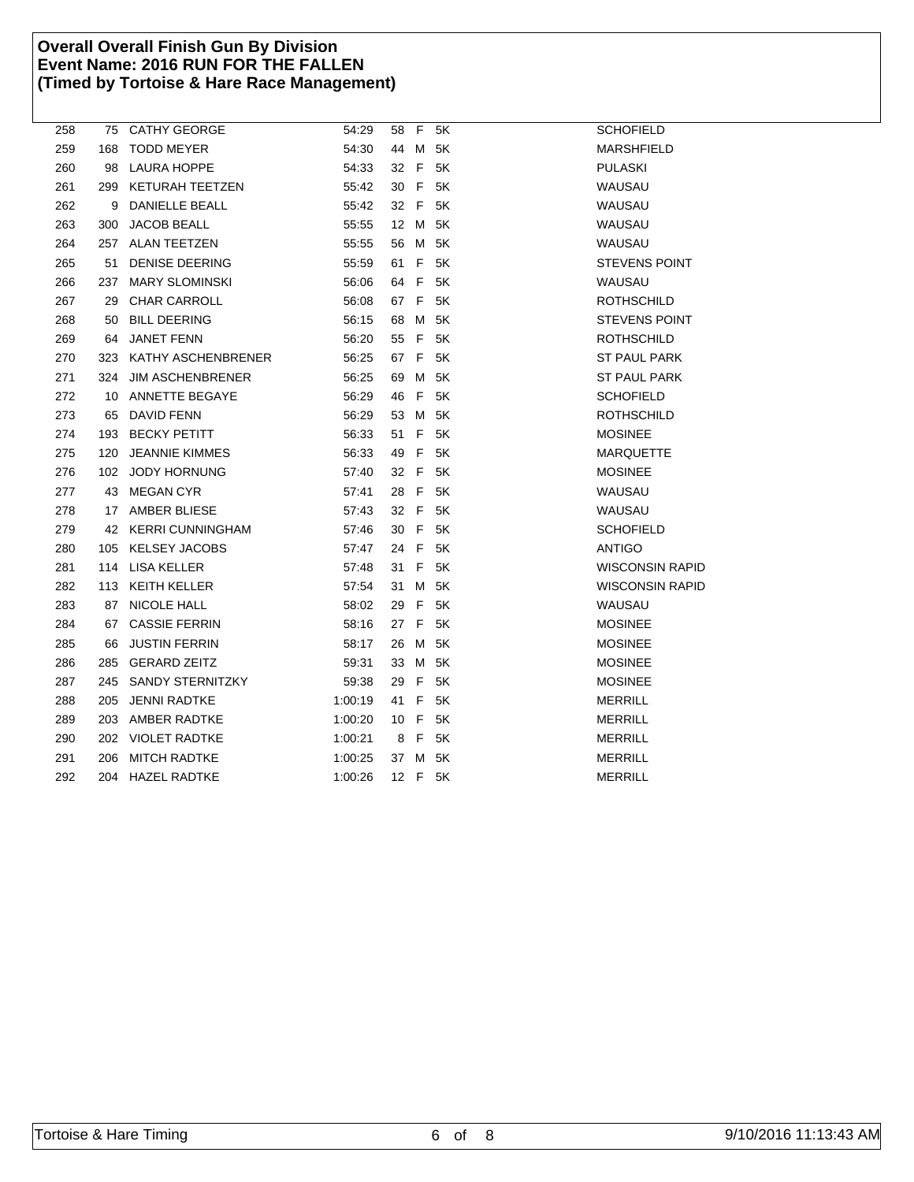**Overall Overall Finish Gun By Division**
**Event Name: 2016 RUN FOR THE FALLEN**
**(Timed by Tortoise & Hare Race Management)**

| | | | | | | | |
|---|---|---|---|---|---|---|---|
| 258 | 75 | CATHY GEORGE | 54:29 | 58 | F | 5K | SCHOFIELD |
| 259 | 168 | TODD MEYER | 54:30 | 44 | M | 5K | MARSHFIELD |
| 260 | 98 | LAURA HOPPE | 54:33 | 32 | F | 5K | PULASKI |
| 261 | 299 | KETURAH TEETZEN | 55:42 | 30 | F | 5K | WAUSAU |
| 262 | 9 | DANIELLE BEALL | 55:42 | 32 | F | 5K | WAUSAU |
| 263 | 300 | JACOB BEALL | 55:55 | 12 | M | 5K | WAUSAU |
| 264 | 257 | ALAN TEETZEN | 55:55 | 56 | M | 5K | WAUSAU |
| 265 | 51 | DENISE DEERING | 55:59 | 61 | F | 5K | STEVENS POINT |
| 266 | 237 | MARY SLOMINSKI | 56:06 | 64 | F | 5K | WAUSAU |
| 267 | 29 | CHAR CARROLL | 56:08 | 67 | F | 5K | ROTHSCHILD |
| 268 | 50 | BILL DEERING | 56:15 | 68 | M | 5K | STEVENS POINT |
| 269 | 64 | JANET FENN | 56:20 | 55 | F | 5K | ROTHSCHILD |
| 270 | 323 | KATHY ASCHENBRENER | 56:25 | 67 | F | 5K | ST PAUL PARK |
| 271 | 324 | JIM ASCHENBRENER | 56:25 | 69 | M | 5K | ST PAUL PARK |
| 272 | 10 | ANNETTE BEGAYE | 56:29 | 46 | F | 5K | SCHOFIELD |
| 273 | 65 | DAVID FENN | 56:29 | 53 | M | 5K | ROTHSCHILD |
| 274 | 193 | BECKY PETITT | 56:33 | 51 | F | 5K | MOSINEE |
| 275 | 120 | JEANNIE KIMMES | 56:33 | 49 | F | 5K | MARQUETTE |
| 276 | 102 | JODY HORNUNG | 57:40 | 32 | F | 5K | MOSINEE |
| 277 | 43 | MEGAN CYR | 57:41 | 28 | F | 5K | WAUSAU |
| 278 | 17 | AMBER BLIESE | 57:43 | 32 | F | 5K | WAUSAU |
| 279 | 42 | KERRI CUNNINGHAM | 57:46 | 30 | F | 5K | SCHOFIELD |
| 280 | 105 | KELSEY JACOBS | 57:47 | 24 | F | 5K | ANTIGO |
| 281 | 114 | LISA KELLER | 57:48 | 31 | F | 5K | WISCONSIN RAPID |
| 282 | 113 | KEITH KELLER | 57:54 | 31 | M | 5K | WISCONSIN RAPID |
| 283 | 87 | NICOLE HALL | 58:02 | 29 | F | 5K | WAUSAU |
| 284 | 67 | CASSIE FERRIN | 58:16 | 27 | F | 5K | MOSINEE |
| 285 | 66 | JUSTIN FERRIN | 58:17 | 26 | M | 5K | MOSINEE |
| 286 | 285 | GERARD ZEITZ | 59:31 | 33 | M | 5K | MOSINEE |
| 287 | 245 | SANDY STERNITZKY | 59:38 | 29 | F | 5K | MOSINEE |
| 288 | 205 | JENNI RADTKE | 1:00:19 | 41 | F | 5K | MERRILL |
| 289 | 203 | AMBER RADTKE | 1:00:20 | 10 | F | 5K | MERRILL |
| 290 | 202 | VIOLET RADTKE | 1:00:21 | 8 | F | 5K | MERRILL |
| 291 | 206 | MITCH RADTKE | 1:00:25 | 37 | M | 5K | MERRILL |
| 292 | 204 | HAZEL RADTKE | 1:00:26 | 12 | F | 5K | MERRILL |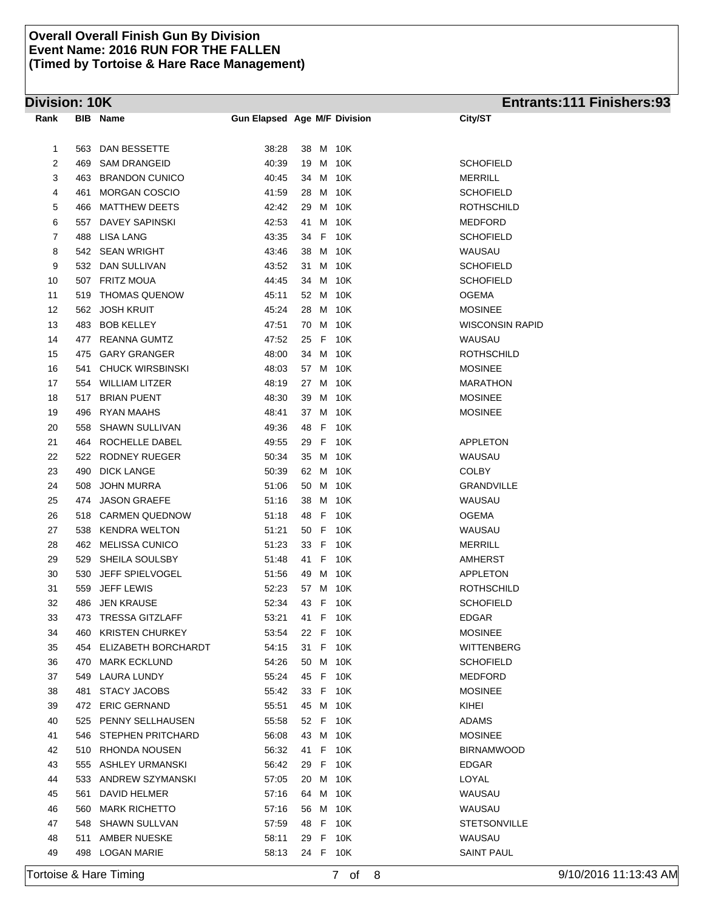**Overall Overall Finish Gun By Division**
**Event Name: 2016 RUN FOR THE FALLEN**
**(Timed by Tortoise & Hare Race Management)**

## Division: 10K

**Entrants:111 Finishers:93**

| Rank | BIB | Name | Gun Elapsed | Age | M/F | Division | City/ST |
|---|---|---|---|---|---|---|---|
| 1 | 563 | DAN BESSETTE | 38:28 | 38 | M | 10K | |
| 2 | 469 | SAM DRANGEID | 40:39 | 19 | M | 10K | SCHOFIELD |
| 3 | 463 | BRANDON CUNICO | 40:45 | 34 | M | 10K | MERRILL |
| 4 | 461 | MORGAN COSCIO | 41:59 | 28 | M | 10K | SCHOFIELD |
| 5 | 466 | MATTHEW DEETS | 42:42 | 29 | M | 10K | ROTHSCHILD |
| 6 | 557 | DAVEY SAPINSKI | 42:53 | 41 | M | 10K | MEDFORD |
| 7 | 488 | LISA LANG | 43:35 | 34 | F | 10K | SCHOFIELD |
| 8 | 542 | SEAN WRIGHT | 43:46 | 38 | M | 10K | WAUSAU |
| 9 | 532 | DAN SULLIVAN | 43:52 | 31 | M | 10K | SCHOFIELD |
| 10 | 507 | FRITZ MOUA | 44:45 | 34 | M | 10K | SCHOFIELD |
| 11 | 519 | THOMAS QUENOW | 45:11 | 52 | M | 10K | OGEMA |
| 12 | 562 | JOSH KRUIT | 45:24 | 28 | M | 10K | MOSINEE |
| 13 | 483 | BOB KELLEY | 47:51 | 70 | M | 10K | WISCONSIN RAPID |
| 14 | 477 | REANNA GUMTZ | 47:52 | 25 | F | 10K | WAUSAU |
| 15 | 475 | GARY GRANGER | 48:00 | 34 | M | 10K | ROTHSCHILD |
| 16 | 541 | CHUCK WIRSBINSKI | 48:03 | 57 | M | 10K | MOSINEE |
| 17 | 554 | WILLIAM LITZER | 48:19 | 27 | M | 10K | MARATHON |
| 18 | 517 | BRIAN PUENT | 48:30 | 39 | M | 10K | MOSINEE |
| 19 | 496 | RYAN MAAHS | 48:41 | 37 | M | 10K | MOSINEE |
| 20 | 558 | SHAWN SULLIVAN | 49:36 | 48 | F | 10K | |
| 21 | 464 | ROCHELLE DABEL | 49:55 | 29 | F | 10K | APPLETON |
| 22 | 522 | RODNEY RUEGER | 50:34 | 35 | M | 10K | WAUSAU |
| 23 | 490 | DICK LANGE | 50:39 | 62 | M | 10K | COLBY |
| 24 | 508 | JOHN MURRA | 51:06 | 50 | M | 10K | GRANDVILLE |
| 25 | 474 | JASON GRAEFE | 51:16 | 38 | M | 10K | WAUSAU |
| 26 | 518 | CARMEN QUEDNOW | 51:18 | 48 | F | 10K | OGEMA |
| 27 | 538 | KENDRA WELTON | 51:21 | 50 | F | 10K | WAUSAU |
| 28 | 462 | MELISSA CUNICO | 51:23 | 33 | F | 10K | MERRILL |
| 29 | 529 | SHEILA SOULSBY | 51:48 | 41 | F | 10K | AMHERST |
| 30 | 530 | JEFF SPIELVOGEL | 51:56 | 49 | M | 10K | APPLETON |
| 31 | 559 | JEFF LEWIS | 52:23 | 57 | M | 10K | ROTHSCHILD |
| 32 | 486 | JEN KRAUSE | 52:34 | 43 | F | 10K | SCHOFIELD |
| 33 | 473 | TRESSA GITZLAFF | 53:21 | 41 | F | 10K | EDGAR |
| 34 | 460 | KRISTEN CHURKEY | 53:54 | 22 | F | 10K | MOSINEE |
| 35 | 454 | ELIZABETH BORCHARDT | 54:15 | 31 | F | 10K | WITTENBERG |
| 36 | 470 | MARK ECKLUND | 54:26 | 50 | M | 10K | SCHOFIELD |
| 37 | 549 | LAURA LUNDY | 55:24 | 45 | F | 10K | MEDFORD |
| 38 | 481 | STACY JACOBS | 55:42 | 33 | F | 10K | MOSINEE |
| 39 | 472 | ERIC GERNAND | 55:51 | 45 | M | 10K | KIHEI |
| 40 | 525 | PENNY SELLHAUSEN | 55:58 | 52 | F | 10K | ADAMS |
| 41 | 546 | STEPHEN PRITCHARD | 56:08 | 43 | M | 10K | MOSINEE |
| 42 | 510 | RHONDA NOUSEN | 56:32 | 41 | F | 10K | BIRNAMWOOD |
| 43 | 555 | ASHLEY URMANSKI | 56:42 | 29 | F | 10K | EDGAR |
| 44 | 533 | ANDREW SZYMANSKI | 57:05 | 20 | M | 10K | LOYAL |
| 45 | 561 | DAVID HELMER | 57:16 | 64 | M | 10K | WAUSAU |
| 46 | 560 | MARK RICHETTO | 57:16 | 56 | M | 10K | WAUSAU |
| 47 | 548 | SHAWN SULLVAN | 57:59 | 48 | F | 10K | STETSONVILLE |
| 48 | 511 | AMBER NUESKE | 58:11 | 29 | F | 10K | WAUSAU |
| 49 | 498 | LOGAN MARIE | 58:13 | 24 | F | 10K | SAINT PAUL |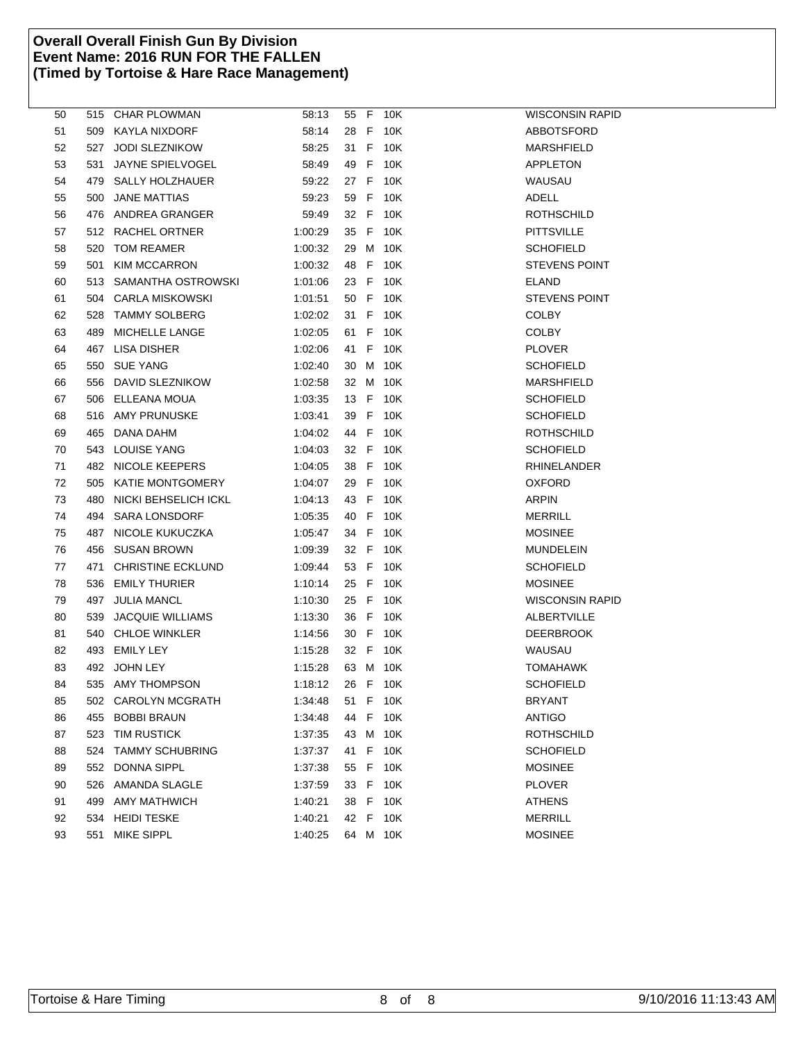**Overall Overall Finish Gun By Division**
**Event Name: 2016 RUN FOR THE FALLEN**
**(Timed by Tortoise & Hare Race Management)**

| Place | Bib | Name | Time | Age | Sex | Division | City |
|---|---|---|---|---|---|---|---|
| 50 | 515 | CHAR PLOWMAN | 58:13 | 55 | F | 10K | WISCONSIN RAPID |
| 51 | 509 | KAYLA NIXDORF | 58:14 | 28 | F | 10K | ABBOTSFORD |
| 52 | 527 | JODI SLEZNIKOW | 58:25 | 31 | F | 10K | MARSHFIELD |
| 53 | 531 | JAYNE SPIELVOGEL | 58:49 | 49 | F | 10K | APPLETON |
| 54 | 479 | SALLY HOLZHAUER | 59:22 | 27 | F | 10K | WAUSAU |
| 55 | 500 | JANE MATTIAS | 59:23 | 59 | F | 10K | ADELL |
| 56 | 476 | ANDREA GRANGER | 59:49 | 32 | F | 10K | ROTHSCHILD |
| 57 | 512 | RACHEL ORTNER | 1:00:29 | 35 | F | 10K | PITTSVILLE |
| 58 | 520 | TOM REAMER | 1:00:32 | 29 | M | 10K | SCHOFIELD |
| 59 | 501 | KIM MCCARRON | 1:00:32 | 48 | F | 10K | STEVENS POINT |
| 60 | 513 | SAMANTHA OSTROWSKI | 1:01:06 | 23 | F | 10K | ELAND |
| 61 | 504 | CARLA MISKOWSKI | 1:01:51 | 50 | F | 10K | STEVENS POINT |
| 62 | 528 | TAMMY SOLBERG | 1:02:02 | 31 | F | 10K | COLBY |
| 63 | 489 | MICHELLE LANGE | 1:02:05 | 61 | F | 10K | COLBY |
| 64 | 467 | LISA DISHER | 1:02:06 | 41 | F | 10K | PLOVER |
| 65 | 550 | SUE YANG | 1:02:40 | 30 | M | 10K | SCHOFIELD |
| 66 | 556 | DAVID SLEZNIKOW | 1:02:58 | 32 | M | 10K | MARSHFIELD |
| 67 | 506 | ELLEANA MOUA | 1:03:35 | 13 | F | 10K | SCHOFIELD |
| 68 | 516 | AMY PRUNUSKE | 1:03:41 | 39 | F | 10K | SCHOFIELD |
| 69 | 465 | DANA DAHM | 1:04:02 | 44 | F | 10K | ROTHSCHILD |
| 70 | 543 | LOUISE YANG | 1:04:03 | 32 | F | 10K | SCHOFIELD |
| 71 | 482 | NICOLE KEEPERS | 1:04:05 | 38 | F | 10K | RHINELANDER |
| 72 | 505 | KATIE MONTGOMERY | 1:04:07 | 29 | F | 10K | OXFORD |
| 73 | 480 | NICKI BEHSELICH ICKL | 1:04:13 | 43 | F | 10K | ARPIN |
| 74 | 494 | SARA LONSDORF | 1:05:35 | 40 | F | 10K | MERRILL |
| 75 | 487 | NICOLE KUKUCZKA | 1:05:47 | 34 | F | 10K | MOSINEE |
| 76 | 456 | SUSAN BROWN | 1:09:39 | 32 | F | 10K | MUNDELEIN |
| 77 | 471 | CHRISTINE ECKLUND | 1:09:44 | 53 | F | 10K | SCHOFIELD |
| 78 | 536 | EMILY THURIER | 1:10:14 | 25 | F | 10K | MOSINEE |
| 79 | 497 | JULIA MANCL | 1:10:30 | 25 | F | 10K | WISCONSIN RAPID |
| 80 | 539 | JACQUIE WILLIAMS | 1:13:30 | 36 | F | 10K | ALBERTVILLE |
| 81 | 540 | CHLOE WINKLER | 1:14:56 | 30 | F | 10K | DEERBROOK |
| 82 | 493 | EMILY LEY | 1:15:28 | 32 | F | 10K | WAUSAU |
| 83 | 492 | JOHN LEY | 1:15:28 | 63 | M | 10K | TOMAHAWK |
| 84 | 535 | AMY THOMPSON | 1:18:12 | 26 | F | 10K | SCHOFIELD |
| 85 | 502 | CAROLYN MCGRATH | 1:34:48 | 51 | F | 10K | BRYANT |
| 86 | 455 | BOBBI BRAUN | 1:34:48 | 44 | F | 10K | ANTIGO |
| 87 | 523 | TIM RUSTICK | 1:37:35 | 43 | M | 10K | ROTHSCHILD |
| 88 | 524 | TAMMY SCHUBRING | 1:37:37 | 41 | F | 10K | SCHOFIELD |
| 89 | 552 | DONNA SIPPL | 1:37:38 | 55 | F | 10K | MOSINEE |
| 90 | 526 | AMANDA SLAGLE | 1:37:59 | 33 | F | 10K | PLOVER |
| 91 | 499 | AMY MATHWICH | 1:40:21 | 38 | F | 10K | ATHENS |
| 92 | 534 | HEIDI TESKE | 1:40:21 | 42 | F | 10K | MERRILL |
| 93 | 551 | MIKE SIPPL | 1:40:25 | 64 | M | 10K | MOSINEE |

Tortoise & Hare Timing — 9/10/2016 11:13:43 AM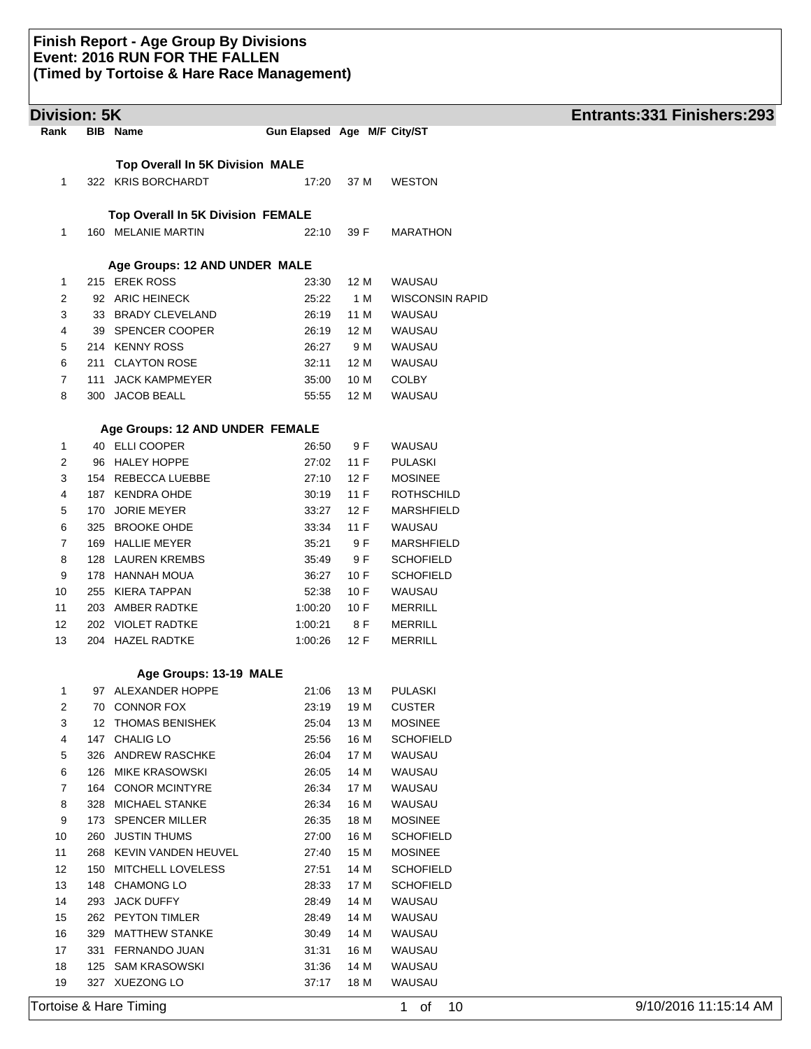# Finish Report - Age Group By Divisions
# Event: 2016 RUN FOR THE FALLEN
# (Timed by Tortoise & Hare Race Management)

## Division: 5K

**Entrants:331 Finishers:293**

| Rank | BIB | Name | Gun Elapsed | Age | M/F | City/ST |
|---|---|---|---|---|---|---|
| | | **Top Overall In 5K Division MALE** | | | | |
| 1 | 322 | KRIS BORCHARDT | 17:20 | 37 | M | WESTON |
| | | **Top Overall In 5K Division FEMALE** | | | | |
| 1 | 160 | MELANIE MARTIN | 22:10 | 39 | F | MARATHON |
| | | **Age Groups: 12 AND UNDER MALE** | | | | |
| 1 | 215 | EREK ROSS | 23:30 | 12 | M | WAUSAU |
| 2 | 92 | ARIC HEINECK | 25:22 | 1 | M | WISCONSIN RAPID |
| 3 | 33 | BRADY CLEVELAND | 26:19 | 11 | M | WAUSAU |
| 4 | 39 | SPENCER COOPER | 26:19 | 12 | M | WAUSAU |
| 5 | 214 | KENNY ROSS | 26:27 | 9 | M | WAUSAU |
| 6 | 211 | CLAYTON ROSE | 32:11 | 12 | M | WAUSAU |
| 7 | 111 | JACK KAMPMEYER | 35:00 | 10 | M | COLBY |
| 8 | 300 | JACOB BEALL | 55:55 | 12 | M | WAUSAU |
| | | **Age Groups: 12 AND UNDER FEMALE** | | | | |
| 1 | 40 | ELLI COOPER | 26:50 | 9 | F | WAUSAU |
| 2 | 96 | HALEY HOPPE | 27:02 | 11 | F | PULASKI |
| 3 | 154 | REBECCA LUEBBE | 27:10 | 12 | F | MOSINEE |
| 4 | 187 | KENDRA OHDE | 30:19 | 11 | F | ROTHSCHILD |
| 5 | 170 | JORIE MEYER | 33:27 | 12 | F | MARSHFIELD |
| 6 | 325 | BROOKE OHDE | 33:34 | 11 | F | WAUSAU |
| 7 | 169 | HALLIE MEYER | 35:21 | 9 | F | MARSHFIELD |
| 8 | 128 | LAUREN KREMBS | 35:49 | 9 | F | SCHOFIELD |
| 9 | 178 | HANNAH MOUA | 36:27 | 10 | F | SCHOFIELD |
| 10 | 255 | KIERA TAPPAN | 52:38 | 10 | F | WAUSAU |
| 11 | 203 | AMBER RADTKE | 1:00:20 | 10 | F | MERRILL |
| 12 | 202 | VIOLET RADTKE | 1:00:21 | 8 | F | MERRILL |
| 13 | 204 | HAZEL RADTKE | 1:00:26 | 12 | F | MERRILL |
| | | **Age Groups: 13-19 MALE** | | | | |
| 1 | 97 | ALEXANDER HOPPE | 21:06 | 13 | M | PULASKI |
| 2 | 70 | CONNOR FOX | 23:19 | 19 | M | CUSTER |
| 3 | 12 | THOMAS BENISHEK | 25:04 | 13 | M | MOSINEE |
| 4 | 147 | CHALIG LO | 25:56 | 16 | M | SCHOFIELD |
| 5 | 326 | ANDREW RASCHKE | 26:04 | 17 | M | WAUSAU |
| 6 | 126 | MIKE KRASOWSKI | 26:05 | 14 | M | WAUSAU |
| 7 | 164 | CONOR MCINTYRE | 26:34 | 17 | M | WAUSAU |
| 8 | 328 | MICHAEL STANKE | 26:34 | 16 | M | WAUSAU |
| 9 | 173 | SPENCER MILLER | 26:35 | 18 | M | MOSINEE |
| 10 | 260 | JUSTIN THUMS | 27:00 | 16 | M | SCHOFIELD |
| 11 | 268 | KEVIN VANDEN HEUVEL | 27:40 | 15 | M | MOSINEE |
| 12 | 150 | MITCHELL LOVELESS | 27:51 | 14 | M | SCHOFIELD |
| 13 | 148 | CHAMONG LO | 28:33 | 17 | M | SCHOFIELD |
| 14 | 293 | JACK DUFFY | 28:49 | 14 | M | WAUSAU |
| 15 | 262 | PEYTON TIMLER | 28:49 | 14 | M | WAUSAU |
| 16 | 329 | MATTHEW STANKE | 30:49 | 14 | M | WAUSAU |
| 17 | 331 | FERNANDO JUAN | 31:31 | 16 | M | WAUSAU |
| 18 | 125 | SAM KRASOWSKI | 31:36 | 14 | M | WAUSAU |
| 19 | 327 | XUEZONG LO | 37:17 | 18 | M | WAUSAU |

Tortoise & Hare Timing | 9/10/2016 11:15:14 AM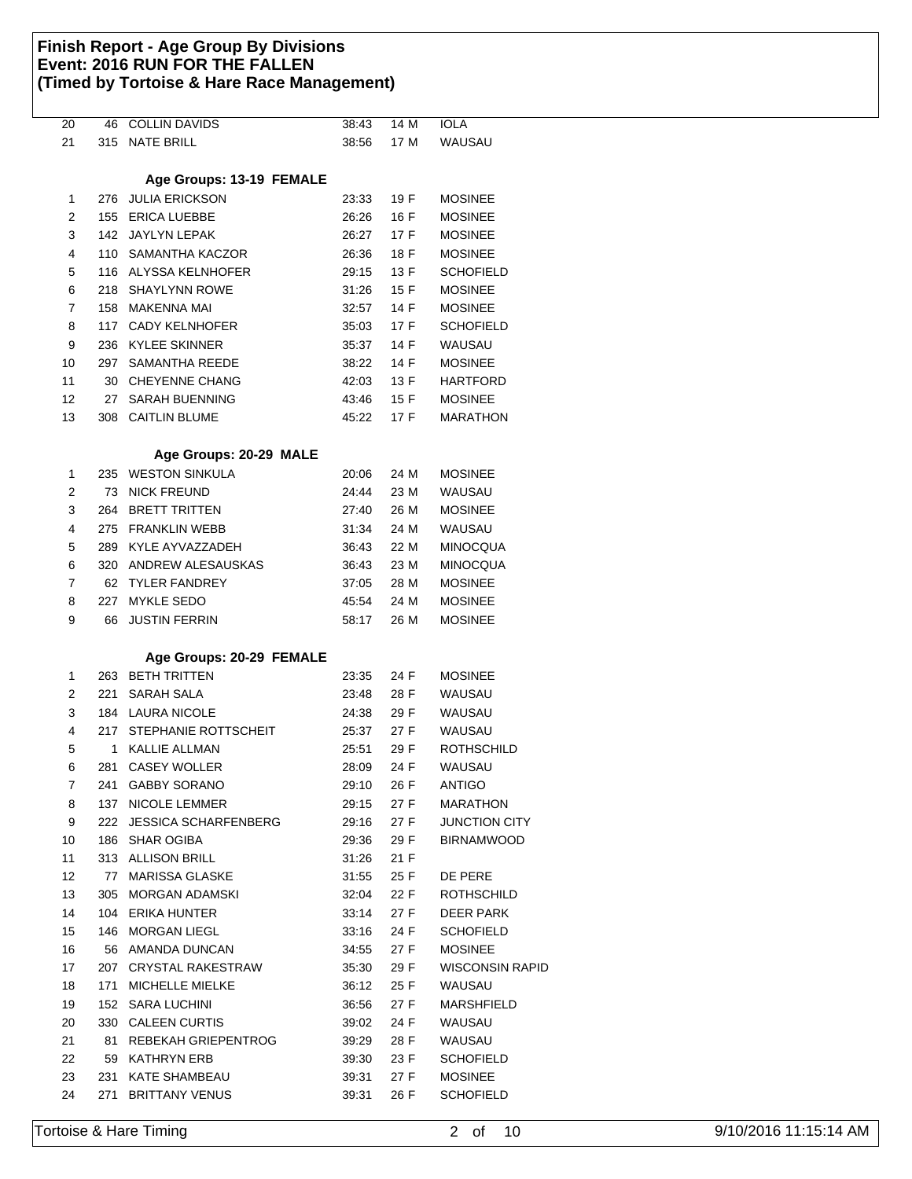# Finish Report - Age Group By Divisions
## Event: 2016 RUN FOR THE FALLEN
### (Timed by Tortoise & Hare Race Management)

| | | | | | |
|---|---|---|---|---|---|
| 20 | 46 | COLLIN DAVIDS | 38:43 | 14 M | IOLA |
| 21 | 315 | NATE BRILL | 38:56 | 17 M | WAUSAU |

**Age Groups: 13-19 FEMALE**

| | | | | | |
|---|---|---|---|---|---|
| 1 | 276 | JULIA ERICKSON | 23:33 | 19 F | MOSINEE |
| 2 | 155 | ERICA LUEBBE | 26:26 | 16 F | MOSINEE |
| 3 | 142 | JAYLYN LEPAK | 26:27 | 17 F | MOSINEE |
| 4 | 110 | SAMANTHA KACZOR | 26:36 | 18 F | MOSINEE |
| 5 | 116 | ALYSSA KELNHOFER | 29:15 | 13 F | SCHOFIELD |
| 6 | 218 | SHAYLYNN ROWE | 31:26 | 15 F | MOSINEE |
| 7 | 158 | MAKENNA MAI | 32:57 | 14 F | MOSINEE |
| 8 | 117 | CADY KELNHOFER | 35:03 | 17 F | SCHOFIELD |
| 9 | 236 | KYLEE SKINNER | 35:37 | 14 F | WAUSAU |
| 10 | 297 | SAMANTHA REEDE | 38:22 | 14 F | MOSINEE |
| 11 | 30 | CHEYENNE CHANG | 42:03 | 13 F | HARTFORD |
| 12 | 27 | SARAH BUENNING | 43:46 | 15 F | MOSINEE |
| 13 | 308 | CAITLIN BLUME | 45:22 | 17 F | MARATHON |

**Age Groups: 20-29 MALE**

| | | | | | |
|---|---|---|---|---|---|
| 1 | 235 | WESTON SINKULA | 20:06 | 24 M | MOSINEE |
| 2 | 73 | NICK FREUND | 24:44 | 23 M | WAUSAU |
| 3 | 264 | BRETT TRITTEN | 27:40 | 26 M | MOSINEE |
| 4 | 275 | FRANKLIN WEBB | 31:34 | 24 M | WAUSAU |
| 5 | 289 | KYLE AYVAZZADEH | 36:43 | 22 M | MINOCQUA |
| 6 | 320 | ANDREW ALESAUSKAS | 36:43 | 23 M | MINOCQUA |
| 7 | 62 | TYLER FANDREY | 37:05 | 28 M | MOSINEE |
| 8 | 227 | MYKLE SEDO | 45:54 | 24 M | MOSINEE |
| 9 | 66 | JUSTIN FERRIN | 58:17 | 26 M | MOSINEE |

**Age Groups: 20-29 FEMALE**

| | | | | | |
|---|---|---|---|---|---|
| 1 | 263 | BETH TRITTEN | 23:35 | 24 F | MOSINEE |
| 2 | 221 | SARAH SALA | 23:48 | 28 F | WAUSAU |
| 3 | 184 | LAURA NICOLE | 24:38 | 29 F | WAUSAU |
| 4 | 217 | STEPHANIE ROTTSCHEIT | 25:37 | 27 F | WAUSAU |
| 5 | 1 | KALLIE ALLMAN | 25:51 | 29 F | ROTHSCHILD |
| 6 | 281 | CASEY WOLLER | 28:09 | 24 F | WAUSAU |
| 7 | 241 | GABBY SORANO | 29:10 | 26 F | ANTIGO |
| 8 | 137 | NICOLE LEMMER | 29:15 | 27 F | MARATHON |
| 9 | 222 | JESSICA SCHARFENBERG | 29:16 | 27 F | JUNCTION CITY |
| 10 | 186 | SHAR OGIBA | 29:36 | 29 F | BIRNAMWOOD |
| 11 | 313 | ALLISON BRILL | 31:26 | 21 F | |
| 12 | 77 | MARISSA GLASKE | 31:55 | 25 F | DE PERE |
| 13 | 305 | MORGAN ADAMSKI | 32:04 | 22 F | ROTHSCHILD |
| 14 | 104 | ERIKA HUNTER | 33:14 | 27 F | DEER PARK |
| 15 | 146 | MORGAN LIEGL | 33:16 | 24 F | SCHOFIELD |
| 16 | 56 | AMANDA DUNCAN | 34:55 | 27 F | MOSINEE |
| 17 | 207 | CRYSTAL RAKESTRAW | 35:30 | 29 F | WISCONSIN RAPID |
| 18 | 171 | MICHELLE MIELKE | 36:12 | 25 F | WAUSAU |
| 19 | 152 | SARA LUCHINI | 36:56 | 27 F | MARSHFIELD |
| 20 | 330 | CALEEN CURTIS | 39:02 | 24 F | WAUSAU |
| 21 | 81 | REBEKAH GRIEPENTROG | 39:29 | 28 F | WAUSAU |
| 22 | 59 | KATHRYN ERB | 39:30 | 23 F | SCHOFIELD |
| 23 | 231 | KATE SHAMBEAU | 39:31 | 27 F | MOSINEE |
| 24 | 271 | BRITTANY VENUS | 39:31 | 26 F | SCHOFIELD |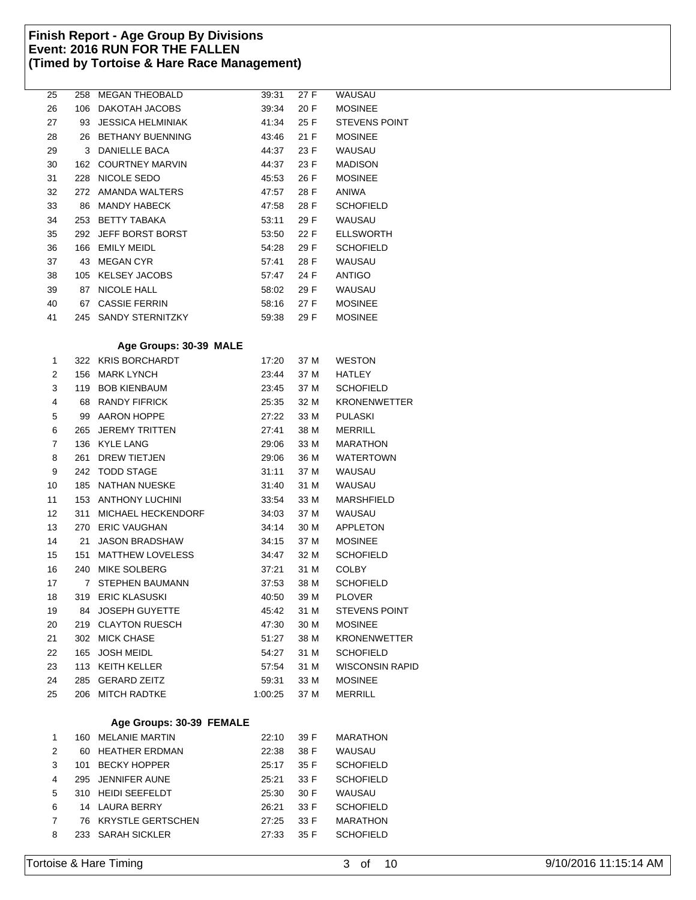# Finish Report - Age Group By Divisions
# Event: 2016 RUN FOR THE FALLEN
# (Timed by Tortoise & Hare Race Management)

| Place | Bib | Name | Time | Age/Sex | City |
|---|---|---|---|---|---|
| 25 | 258 | MEGAN THEOBALD | 39:31 | 27 F | WAUSAU |
| 26 | 106 | DAKOTAH JACOBS | 39:34 | 20 F | MOSINEE |
| 27 | 93 | JESSICA HELMINIAK | 41:34 | 25 F | STEVENS POINT |
| 28 | 26 | BETHANY BUENNING | 43:46 | 21 F | MOSINEE |
| 29 | 3 | DANIELLE BACA | 44:37 | 23 F | WAUSAU |
| 30 | 162 | COURTNEY MARVIN | 44:37 | 23 F | MADISON |
| 31 | 228 | NICOLE SEDO | 45:53 | 26 F | MOSINEE |
| 32 | 272 | AMANDA WALTERS | 47:57 | 28 F | ANIWA |
| 33 | 86 | MANDY HABECK | 47:58 | 28 F | SCHOFIELD |
| 34 | 253 | BETTY TABAKA | 53:11 | 29 F | WAUSAU |
| 35 | 292 | JEFF BORST BORST | 53:50 | 22 F | ELLSWORTH |
| 36 | 166 | EMILY MEIDL | 54:28 | 29 F | SCHOFIELD |
| 37 | 43 | MEGAN CYR | 57:41 | 28 F | WAUSAU |
| 38 | 105 | KELSEY JACOBS | 57:47 | 24 F | ANTIGO |
| 39 | 87 | NICOLE HALL | 58:02 | 29 F | WAUSAU |
| 40 | 67 | CASSIE FERRIN | 58:16 | 27 F | MOSINEE |
| 41 | 245 | SANDY STERNITZKY | 59:38 | 29 F | MOSINEE |

## Age Groups: 30-39 MALE

| Place | Bib | Name | Time | Age/Sex | City |
|---|---|---|---|---|---|
| 1 | 322 | KRIS BORCHARDT | 17:20 | 37 M | WESTON |
| 2 | 156 | MARK LYNCH | 23:44 | 37 M | HATLEY |
| 3 | 119 | BOB KIENBAUM | 23:45 | 37 M | SCHOFIELD |
| 4 | 68 | RANDY FIFRICK | 25:35 | 32 M | KRONENWETTER |
| 5 | 99 | AARON HOPPE | 27:22 | 33 M | PULASKI |
| 6 | 265 | JEREMY TRITTEN | 27:41 | 38 M | MERRILL |
| 7 | 136 | KYLE LANG | 29:06 | 33 M | MARATHON |
| 8 | 261 | DREW TIETJEN | 29:06 | 36 M | WATERTOWN |
| 9 | 242 | TODD STAGE | 31:11 | 37 M | WAUSAU |
| 10 | 185 | NATHAN NUESKE | 31:40 | 31 M | WAUSAU |
| 11 | 153 | ANTHONY LUCHINI | 33:54 | 33 M | MARSHFIELD |
| 12 | 311 | MICHAEL HECKENDORF | 34:03 | 37 M | WAUSAU |
| 13 | 270 | ERIC VAUGHAN | 34:14 | 30 M | APPLETON |
| 14 | 21 | JASON BRADSHAW | 34:15 | 37 M | MOSINEE |
| 15 | 151 | MATTHEW LOVELESS | 34:47 | 32 M | SCHOFIELD |
| 16 | 240 | MIKE SOLBERG | 37:21 | 31 M | COLBY |
| 17 | 7 | STEPHEN BAUMANN | 37:53 | 38 M | SCHOFIELD |
| 18 | 319 | ERIC KLASUSKI | 40:50 | 39 M | PLOVER |
| 19 | 84 | JOSEPH GUYETTE | 45:42 | 31 M | STEVENS POINT |
| 20 | 219 | CLAYTON RUESCH | 47:30 | 30 M | MOSINEE |
| 21 | 302 | MICK CHASE | 51:27 | 38 M | KRONENWETTER |
| 22 | 165 | JOSH MEIDL | 54:27 | 31 M | SCHOFIELD |
| 23 | 113 | KEITH KELLER | 57:54 | 31 M | WISCONSIN RAPID |
| 24 | 285 | GERARD ZEITZ | 59:31 | 33 M | MOSINEE |
| 25 | 206 | MITCH RADTKE | 1:00:25 | 37 M | MERRILL |

## Age Groups: 30-39 FEMALE

| Place | Bib | Name | Time | Age/Sex | City |
|---|---|---|---|---|---|
| 1 | 160 | MELANIE MARTIN | 22:10 | 39 F | MARATHON |
| 2 | 60 | HEATHER ERDMAN | 22:38 | 38 F | WAUSAU |
| 3 | 101 | BECKY HOPPER | 25:17 | 35 F | SCHOFIELD |
| 4 | 295 | JENNIFER AUNE | 25:21 | 33 F | SCHOFIELD |
| 5 | 310 | HEIDI SEEFELDT | 25:30 | 30 F | WAUSAU |
| 6 | 14 | LAURA BERRY | 26:21 | 33 F | SCHOFIELD |
| 7 | 76 | KRYSTLE GERTSCHEN | 27:25 | 33 F | MARATHON |
| 8 | 233 | SARAH SICKLER | 27:33 | 35 F | SCHOFIELD |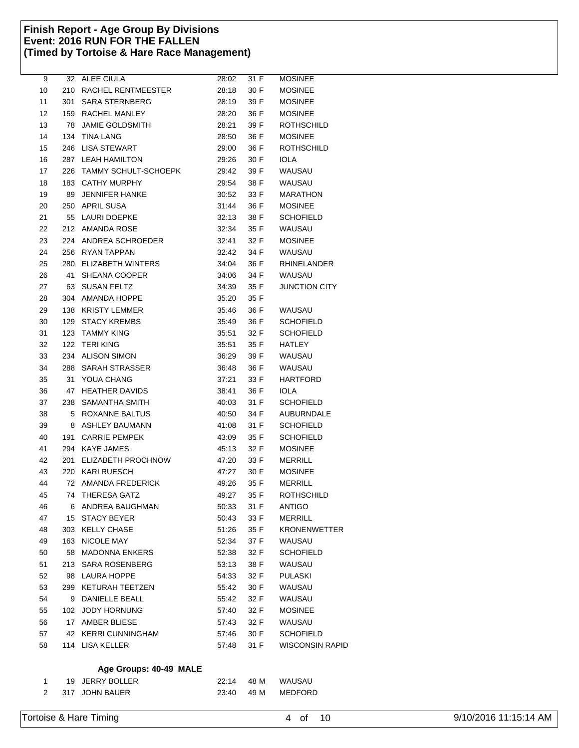# Finish Report - Age Group By Divisions
# Event: 2016 RUN FOR THE FALLEN
# (Timed by Tortoise & Hare Race Management)

| | | | | | |
|---|---|---|---|---|---|
| 9 | 32 | ALEE CIULA | 28:02 | 31 F | MOSINEE |
| 10 | 210 | RACHEL RENTMEESTER | 28:18 | 30 F | MOSINEE |
| 11 | 301 | SARA STERNBERG | 28:19 | 39 F | MOSINEE |
| 12 | 159 | RACHEL MANLEY | 28:20 | 36 F | MOSINEE |
| 13 | 78 | JAMIE GOLDSMITH | 28:21 | 39 F | ROTHSCHILD |
| 14 | 134 | TINA LANG | 28:50 | 36 F | MOSINEE |
| 15 | 246 | LISA STEWART | 29:00 | 36 F | ROTHSCHILD |
| 16 | 287 | LEAH HAMILTON | 29:26 | 30 F | IOLA |
| 17 | 226 | TAMMY SCHULT-SCHOEPK | 29:42 | 39 F | WAUSAU |
| 18 | 183 | CATHY MURPHY | 29:54 | 38 F | WAUSAU |
| 19 | 89 | JENNIFER HANKE | 30:52 | 33 F | MARATHON |
| 20 | 250 | APRIL SUSA | 31:44 | 36 F | MOSINEE |
| 21 | 55 | LAURI DOEPKE | 32:13 | 38 F | SCHOFIELD |
| 22 | 212 | AMANDA ROSE | 32:34 | 35 F | WAUSAU |
| 23 | 224 | ANDREA SCHROEDER | 32:41 | 32 F | MOSINEE |
| 24 | 256 | RYAN TAPPAN | 32:42 | 34 F | WAUSAU |
| 25 | 280 | ELIZABETH WINTERS | 34:04 | 36 F | RHINELANDER |
| 26 | 41 | SHEANA COOPER | 34:06 | 34 F | WAUSAU |
| 27 | 63 | SUSAN FELTZ | 34:39 | 35 F | JUNCTION CITY |
| 28 | 304 | AMANDA HOPPE | 35:20 | 35 F | |
| 29 | 138 | KRISTY LEMMER | 35:46 | 36 F | WAUSAU |
| 30 | 129 | STACY KREMBS | 35:49 | 36 F | SCHOFIELD |
| 31 | 123 | TAMMY KING | 35:51 | 32 F | SCHOFIELD |
| 32 | 122 | TERI KING | 35:51 | 35 F | HATLEY |
| 33 | 234 | ALISON SIMON | 36:29 | 39 F | WAUSAU |
| 34 | 288 | SARAH STRASSER | 36:48 | 36 F | WAUSAU |
| 35 | 31 | YOUA CHANG | 37:21 | 33 F | HARTFORD |
| 36 | 47 | HEATHER DAVIDS | 38:41 | 36 F | IOLA |
| 37 | 238 | SAMANTHA SMITH | 40:03 | 31 F | SCHOFIELD |
| 38 | 5 | ROXANNE BALTUS | 40:50 | 34 F | AUBURNDALE |
| 39 | 8 | ASHLEY BAUMANN | 41:08 | 31 F | SCHOFIELD |
| 40 | 191 | CARRIE PEMPEK | 43:09 | 35 F | SCHOFIELD |
| 41 | 294 | KAYE JAMES | 45:13 | 32 F | MOSINEE |
| 42 | 201 | ELIZABETH PROCHNOW | 47:20 | 33 F | MERRILL |
| 43 | 220 | KARI RUESCH | 47:27 | 30 F | MOSINEE |
| 44 | 72 | AMANDA FREDERICK | 49:26 | 35 F | MERRILL |
| 45 | 74 | THERESA GATZ | 49:27 | 35 F | ROTHSCHILD |
| 46 | 6 | ANDREA BAUGHMAN | 50:33 | 31 F | ANTIGO |
| 47 | 15 | STACY BEYER | 50:43 | 33 F | MERRILL |
| 48 | 303 | KELLY CHASE | 51:26 | 35 F | KRONENWETTER |
| 49 | 163 | NICOLE MAY | 52:34 | 37 F | WAUSAU |
| 50 | 58 | MADONNA ENKERS | 52:38 | 32 F | SCHOFIELD |
| 51 | 213 | SARA ROSENBERG | 53:13 | 38 F | WAUSAU |
| 52 | 98 | LAURA HOPPE | 54:33 | 32 F | PULASKI |
| 53 | 299 | KETURAH TEETZEN | 55:42 | 30 F | WAUSAU |
| 54 | 9 | DANIELLE BEALL | 55:42 | 32 F | WAUSAU |
| 55 | 102 | JODY HORNUNG | 57:40 | 32 F | MOSINEE |
| 56 | 17 | AMBER BLIESE | 57:43 | 32 F | WAUSAU |
| 57 | 42 | KERRI CUNNINGHAM | 57:46 | 30 F | SCHOFIELD |
| 58 | 114 | LISA KELLER | 57:48 | 31 F | WISCONSIN RAPID |

**Age Groups: 40-49 MALE**

| | | | | | |
|---|---|---|---|---|---|
| 1 | 19 | JERRY BOLLER | 22:14 | 48 M | WAUSAU |
| 2 | 317 | JOHN BAUER | 23:40 | 49 M | MEDFORD |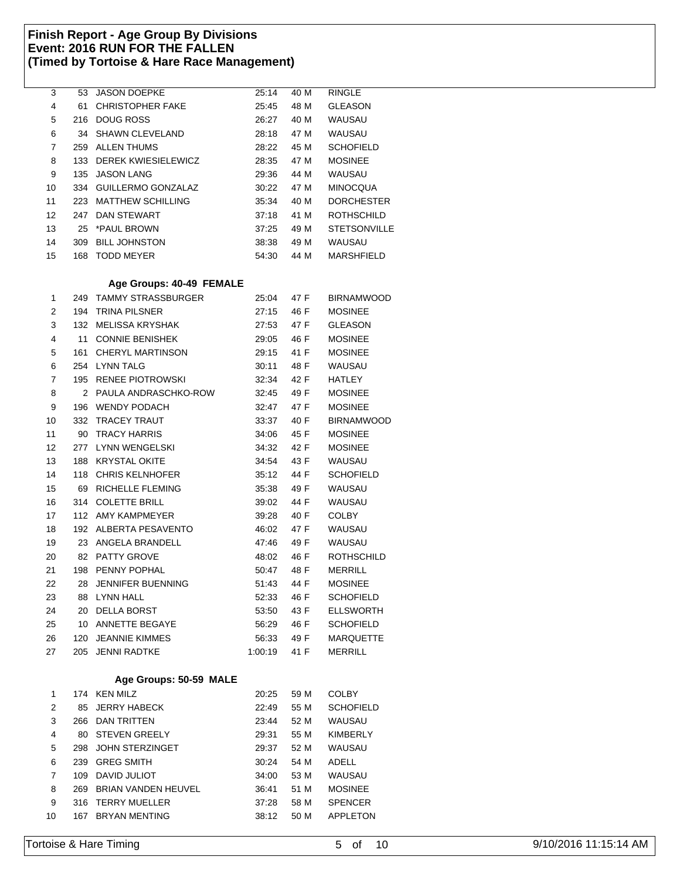## Finish Report - Age Group By Divisions
## Event: 2016 RUN FOR THE FALLEN
## (Timed by Tortoise & Hare Race Management)

| | | | | | |
|---|---|---|---|---|---|
| 3 | 53 | JASON DOEPKE | 25:14 | 40 M | RINGLE |
| 4 | 61 | CHRISTOPHER FAKE | 25:45 | 48 M | GLEASON |
| 5 | 216 | DOUG ROSS | 26:27 | 40 M | WAUSAU |
| 6 | 34 | SHAWN CLEVELAND | 28:18 | 47 M | WAUSAU |
| 7 | 259 | ALLEN THUMS | 28:22 | 45 M | SCHOFIELD |
| 8 | 133 | DEREK KWIESIELEWICZ | 28:35 | 47 M | MOSINEE |
| 9 | 135 | JASON LANG | 29:36 | 44 M | WAUSAU |
| 10 | 334 | GUILLERMO GONZALAZ | 30:22 | 47 M | MINOCQUA |
| 11 | 223 | MATTHEW SCHILLING | 35:34 | 40 M | DORCHESTER |
| 12 | 247 | DAN STEWART | 37:18 | 41 M | ROTHSCHILD |
| 13 | 25 | *PAUL BROWN | 37:25 | 49 M | STETSONVILLE |
| 14 | 309 | BILL JOHNSTON | 38:38 | 49 M | WAUSAU |
| 15 | 168 | TODD MEYER | 54:30 | 44 M | MARSHFIELD |

### Age Groups: 40-49 FEMALE

| | | | | | |
|---|---|---|---|---|---|
| 1 | 249 | TAMMY STRASSBURGER | 25:04 | 47 F | BIRNAMWOOD |
| 2 | 194 | TRINA PILSNER | 27:15 | 46 F | MOSINEE |
| 3 | 132 | MELISSA KRYSHAK | 27:53 | 47 F | GLEASON |
| 4 | 11 | CONNIE BENISHEK | 29:05 | 46 F | MOSINEE |
| 5 | 161 | CHERYL MARTINSON | 29:15 | 41 F | MOSINEE |
| 6 | 254 | LYNN TALG | 30:11 | 48 F | WAUSAU |
| 7 | 195 | RENEE PIOTROWSKI | 32:34 | 42 F | HATLEY |
| 8 | 2 | PAULA ANDRASCHKO-ROW | 32:45 | 49 F | MOSINEE |
| 9 | 196 | WENDY PODACH | 32:47 | 47 F | MOSINEE |
| 10 | 332 | TRACEY TRAUT | 33:37 | 40 F | BIRNAMWOOD |
| 11 | 90 | TRACY HARRIS | 34:06 | 45 F | MOSINEE |
| 12 | 277 | LYNN WENGELSKI | 34:32 | 42 F | MOSINEE |
| 13 | 188 | KRYSTAL OKITE | 34:54 | 43 F | WAUSAU |
| 14 | 118 | CHRIS KELNHOFER | 35:12 | 44 F | SCHOFIELD |
| 15 | 69 | RICHELLE FLEMING | 35:38 | 49 F | WAUSAU |
| 16 | 314 | COLETTE BRILL | 39:02 | 44 F | WAUSAU |
| 17 | 112 | AMY KAMPMEYER | 39:28 | 40 F | COLBY |
| 18 | 192 | ALBERTA PESAVENTO | 46:02 | 47 F | WAUSAU |
| 19 | 23 | ANGELA BRANDELL | 47:46 | 49 F | WAUSAU |
| 20 | 82 | PATTY GROVE | 48:02 | 46 F | ROTHSCHILD |
| 21 | 198 | PENNY POPHAL | 50:47 | 48 F | MERRILL |
| 22 | 28 | JENNIFER BUENNING | 51:43 | 44 F | MOSINEE |
| 23 | 88 | LYNN HALL | 52:33 | 46 F | SCHOFIELD |
| 24 | 20 | DELLA BORST | 53:50 | 43 F | ELLSWORTH |
| 25 | 10 | ANNETTE BEGAYE | 56:29 | 46 F | SCHOFIELD |
| 26 | 120 | JEANNIE KIMMES | 56:33 | 49 F | MARQUETTE |
| 27 | 205 | JENNI RADTKE | 1:00:19 | 41 F | MERRILL |

### Age Groups: 50-59 MALE

| | | | | | |
|---|---|---|---|---|---|
| 1 | 174 | KEN MILZ | 20:25 | 59 M | COLBY |
| 2 | 85 | JERRY HABECK | 22:49 | 55 M | SCHOFIELD |
| 3 | 266 | DAN TRITTEN | 23:44 | 52 M | WAUSAU |
| 4 | 80 | STEVEN GREELY | 29:31 | 55 M | KIMBERLY |
| 5 | 298 | JOHN STERZINGET | 29:37 | 52 M | WAUSAU |
| 6 | 239 | GREG SMITH | 30:24 | 54 M | ADELL |
| 7 | 109 | DAVID JULIOT | 34:00 | 53 M | WAUSAU |
| 8 | 269 | BRIAN VANDEN HEUVEL | 36:41 | 51 M | MOSINEE |
| 9 | 316 | TERRY MUELLER | 37:28 | 58 M | SPENCER |
| 10 | 167 | BRYAN MENTING | 38:12 | 50 M | APPLETON |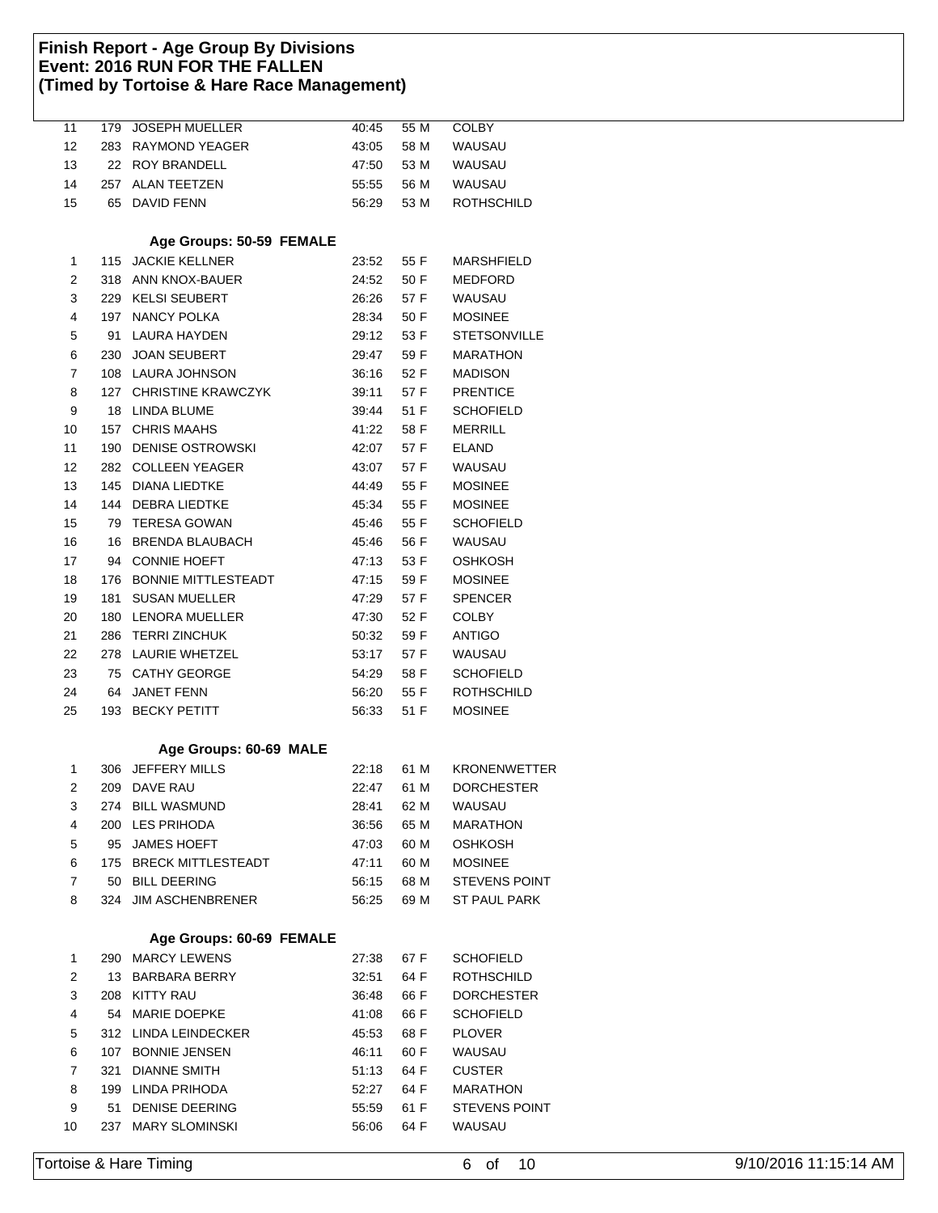# Finish Report - Age Group By Divisions
## Event: 2016 RUN FOR THE FALLEN
### (Timed by Tortoise & Hare Race Management)

| | | | | | |
|---|---|---|---|---|---|
| 11 | 179 | JOSEPH MUELLER | 40:45 | 55 M | COLBY |
| 12 | 283 | RAYMOND YEAGER | 43:05 | 58 M | WAUSAU |
| 13 | 22 | ROY BRANDELL | 47:50 | 53 M | WAUSAU |
| 14 | 257 | ALAN TEETZEN | 55:55 | 56 M | WAUSAU |
| 15 | 65 | DAVID FENN | 56:29 | 53 M | ROTHSCHILD |

**Age Groups: 50-59 FEMALE**

| | | | | | |
|---|---|---|---|---|---|
| 1 | 115 | JACKIE KELLNER | 23:52 | 55 F | MARSHFIELD |
| 2 | 318 | ANN KNOX-BAUER | 24:52 | 50 F | MEDFORD |
| 3 | 229 | KELSI SEUBERT | 26:26 | 57 F | WAUSAU |
| 4 | 197 | NANCY POLKA | 28:34 | 50 F | MOSINEE |
| 5 | 91 | LAURA HAYDEN | 29:12 | 53 F | STETSONVILLE |
| 6 | 230 | JOAN SEUBERT | 29:47 | 59 F | MARATHON |
| 7 | 108 | LAURA JOHNSON | 36:16 | 52 F | MADISON |
| 8 | 127 | CHRISTINE KRAWCZYK | 39:11 | 57 F | PRENTICE |
| 9 | 18 | LINDA BLUME | 39:44 | 51 F | SCHOFIELD |
| 10 | 157 | CHRIS MAAHS | 41:22 | 58 F | MERRILL |
| 11 | 190 | DENISE OSTROWSKI | 42:07 | 57 F | ELAND |
| 12 | 282 | COLLEEN YEAGER | 43:07 | 57 F | WAUSAU |
| 13 | 145 | DIANA LIEDTKE | 44:49 | 55 F | MOSINEE |
| 14 | 144 | DEBRA LIEDTKE | 45:34 | 55 F | MOSINEE |
| 15 | 79 | TERESA GOWAN | 45:46 | 55 F | SCHOFIELD |
| 16 | 16 | BRENDA BLAUBACH | 45:46 | 56 F | WAUSAU |
| 17 | 94 | CONNIE HOEFT | 47:13 | 53 F | OSHKOSH |
| 18 | 176 | BONNIE MITTLESTEADT | 47:15 | 59 F | MOSINEE |
| 19 | 181 | SUSAN MUELLER | 47:29 | 57 F | SPENCER |
| 20 | 180 | LENORA MUELLER | 47:30 | 52 F | COLBY |
| 21 | 286 | TERRI ZINCHUK | 50:32 | 59 F | ANTIGO |
| 22 | 278 | LAURIE WHETZEL | 53:17 | 57 F | WAUSAU |
| 23 | 75 | CATHY GEORGE | 54:29 | 58 F | SCHOFIELD |
| 24 | 64 | JANET FENN | 56:20 | 55 F | ROTHSCHILD |
| 25 | 193 | BECKY PETITT | 56:33 | 51 F | MOSINEE |

**Age Groups: 60-69 MALE**

| | | | | | |
|---|---|---|---|---|---|
| 1 | 306 | JEFFERY MILLS | 22:18 | 61 M | KRONENWETTER |
| 2 | 209 | DAVE RAU | 22:47 | 61 M | DORCHESTER |
| 3 | 274 | BILL WASMUND | 28:41 | 62 M | WAUSAU |
| 4 | 200 | LES PRIHODA | 36:56 | 65 M | MARATHON |
| 5 | 95 | JAMES HOEFT | 47:03 | 60 M | OSHKOSH |
| 6 | 175 | BRECK MITTLESTEADT | 47:11 | 60 M | MOSINEE |
| 7 | 50 | BILL DEERING | 56:15 | 68 M | STEVENS POINT |
| 8 | 324 | JIM ASCHENBRENER | 56:25 | 69 M | ST PAUL PARK |

**Age Groups: 60-69 FEMALE**

| | | | | | |
|---|---|---|---|---|---|
| 1 | 290 | MARCY LEWENS | 27:38 | 67 F | SCHOFIELD |
| 2 | 13 | BARBARA BERRY | 32:51 | 64 F | ROTHSCHILD |
| 3 | 208 | KITTY RAU | 36:48 | 66 F | DORCHESTER |
| 4 | 54 | MARIE DOEPKE | 41:08 | 66 F | SCHOFIELD |
| 5 | 312 | LINDA LEINDECKER | 45:53 | 68 F | PLOVER |
| 6 | 107 | BONNIE JENSEN | 46:11 | 60 F | WAUSAU |
| 7 | 321 | DIANNE SMITH | 51:13 | 64 F | CUSTER |
| 8 | 199 | LINDA PRIHODA | 52:27 | 64 F | MARATHON |
| 9 | 51 | DENISE DEERING | 55:59 | 61 F | STEVENS POINT |
| 10 | 237 | MARY SLOMINSKI | 56:06 | 64 F | WAUSAU |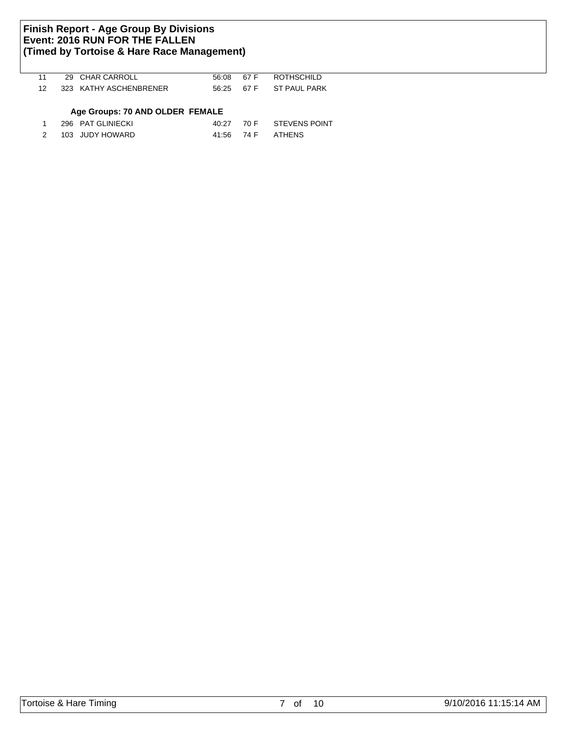# Finish Report - Age Group By Divisions
## Event: 2016 RUN FOR THE FALLEN
## (Timed by Tortoise & Hare Race Management)

| | | | | | |
|---|---|---|---|---|---|
| 11 | 29 | CHAR CARROLL | 56:08 | 67 F | ROTHSCHILD |
| 12 | 323 | KATHY ASCHENBRENER | 56:25 | 67 F | ST PAUL PARK |

**Age Groups: 70 AND OLDER FEMALE**

| | | | | | |
|---|---|---|---|---|---|
| 1 | 296 | PAT GLINIECKI | 40:27 | 70 F | STEVENS POINT |
| 2 | 103 | JUDY HOWARD | 41:56 | 74 F | ATHENS |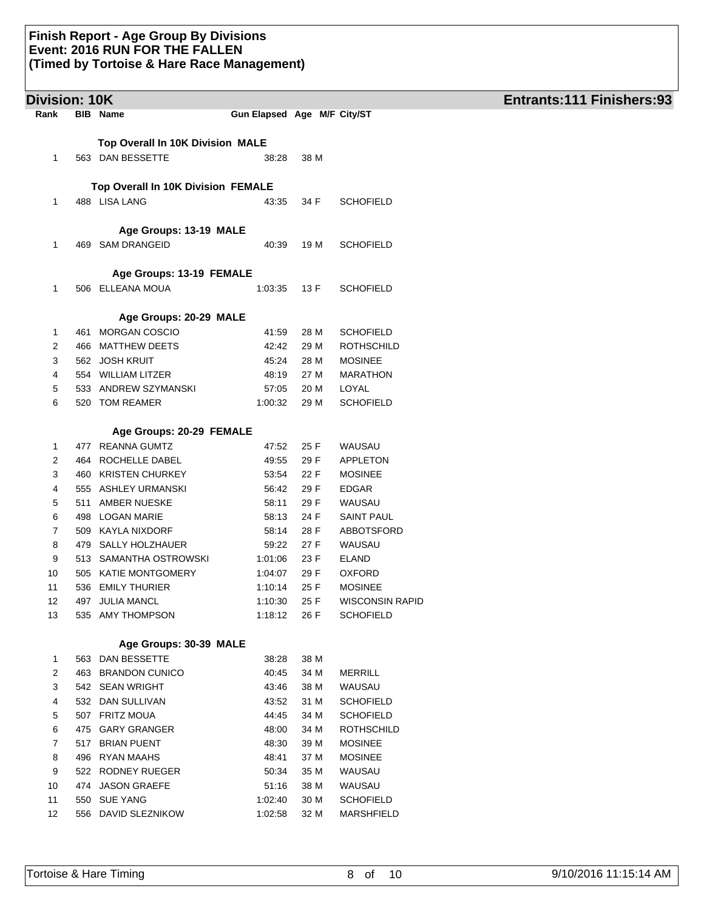# Finish Report - Age Group By Divisions
# Event: 2016 RUN FOR THE FALLEN
# (Timed by Tortoise & Hare Race Management)

## Division: 10K

**Entrants:111 Finishers:93**

| Rank | BIB | Name | Gun Elapsed | Age | M/F | City/ST |
|---|---|---|---|---|---|---|
| | | **Top Overall In 10K Division MALE** | | | | |
| 1 | 563 | DAN BESSETTE | 38:28 | 38 | M | |
| | | **Top Overall In 10K Division FEMALE** | | | | |
| 1 | 488 | LISA LANG | 43:35 | 34 | F | SCHOFIELD |
| | | **Age Groups: 13-19 MALE** | | | | |
| 1 | 469 | SAM DRANGEID | 40:39 | 19 | M | SCHOFIELD |
| | | **Age Groups: 13-19 FEMALE** | | | | |
| 1 | 506 | ELLEANA MOUA | 1:03:35 | 13 | F | SCHOFIELD |
| | | **Age Groups: 20-29 MALE** | | | | |
| 1 | 461 | MORGAN COSCIO | 41:59 | 28 | M | SCHOFIELD |
| 2 | 466 | MATTHEW DEETS | 42:42 | 29 | M | ROTHSCHILD |
| 3 | 562 | JOSH KRUIT | 45:24 | 28 | M | MOSINEE |
| 4 | 554 | WILLIAM LITZER | 48:19 | 27 | M | MARATHON |
| 5 | 533 | ANDREW SZYMANSKI | 57:05 | 20 | M | LOYAL |
| 6 | 520 | TOM REAMER | 1:00:32 | 29 | M | SCHOFIELD |
| | | **Age Groups: 20-29 FEMALE** | | | | |
| 1 | 477 | REANNA GUMTZ | 47:52 | 25 | F | WAUSAU |
| 2 | 464 | ROCHELLE DABEL | 49:55 | 29 | F | APPLETON |
| 3 | 460 | KRISTEN CHURKEY | 53:54 | 22 | F | MOSINEE |
| 4 | 555 | ASHLEY URMANSKI | 56:42 | 29 | F | EDGAR |
| 5 | 511 | AMBER NUESKE | 58:11 | 29 | F | WAUSAU |
| 6 | 498 | LOGAN MARIE | 58:13 | 24 | F | SAINT PAUL |
| 7 | 509 | KAYLA NIXDORF | 58:14 | 28 | F | ABBOTSFORD |
| 8 | 479 | SALLY HOLZHAUER | 59:22 | 27 | F | WAUSAU |
| 9 | 513 | SAMANTHA OSTROWSKI | 1:01:06 | 23 | F | ELAND |
| 10 | 505 | KATIE MONTGOMERY | 1:04:07 | 29 | F | OXFORD |
| 11 | 536 | EMILY THURIER | 1:10:14 | 25 | F | MOSINEE |
| 12 | 497 | JULIA MANCL | 1:10:30 | 25 | F | WISCONSIN RAPID |
| 13 | 535 | AMY THOMPSON | 1:18:12 | 26 | F | SCHOFIELD |
| | | **Age Groups: 30-39 MALE** | | | | |
| 1 | 563 | DAN BESSETTE | 38:28 | 38 | M | |
| 2 | 463 | BRANDON CUNICO | 40:45 | 34 | M | MERRILL |
| 3 | 542 | SEAN WRIGHT | 43:46 | 38 | M | WAUSAU |
| 4 | 532 | DAN SULLIVAN | 43:52 | 31 | M | SCHOFIELD |
| 5 | 507 | FRITZ MOUA | 44:45 | 34 | M | SCHOFIELD |
| 6 | 475 | GARY GRANGER | 48:00 | 34 | M | ROTHSCHILD |
| 7 | 517 | BRIAN PUENT | 48:30 | 39 | M | MOSINEE |
| 8 | 496 | RYAN MAAHS | 48:41 | 37 | M | MOSINEE |
| 9 | 522 | RODNEY RUEGER | 50:34 | 35 | M | WAUSAU |
| 10 | 474 | JASON GRAEFE | 51:16 | 38 | M | WAUSAU |
| 11 | 550 | SUE YANG | 1:02:40 | 30 | M | SCHOFIELD |
| 12 | 556 | DAVID SLEZNIKOW | 1:02:58 | 32 | M | MARSHFIELD |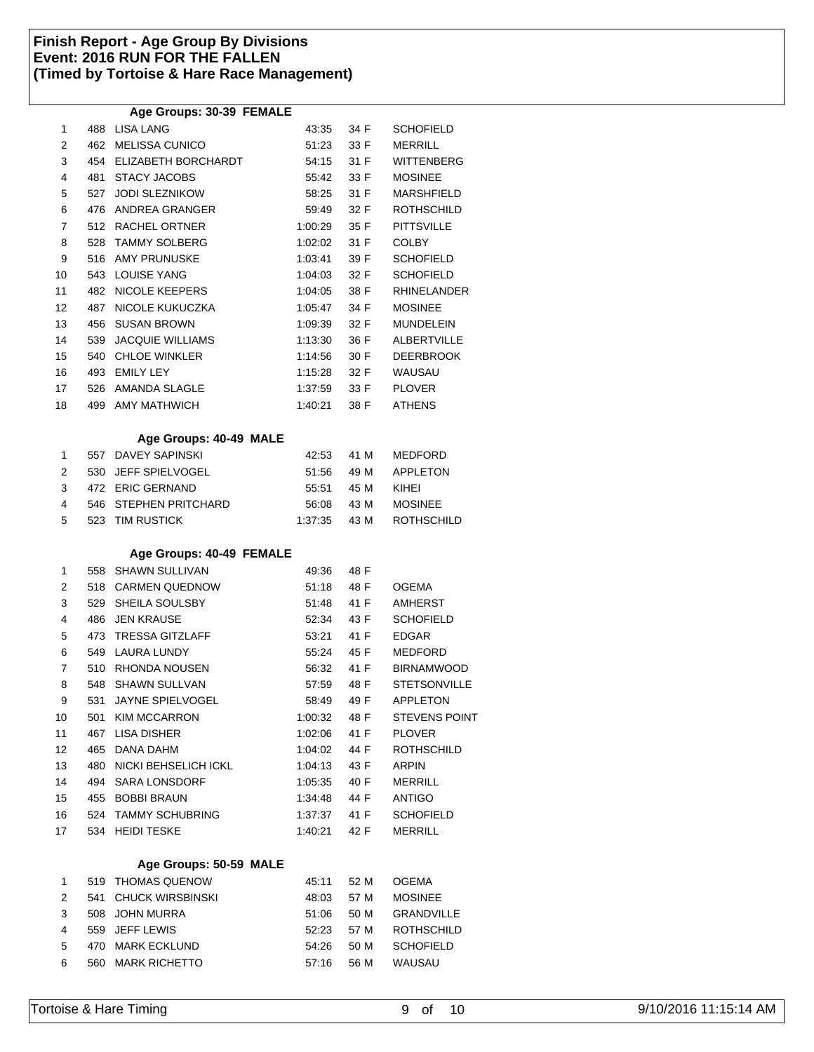**Finish Report - Age Group By Divisions**
**Event: 2016 RUN FOR THE FALLEN**
**(Timed by Tortoise & Hare Race Management)**

### Age Groups: 30-39 FEMALE

| | | | | | |
|---|---|---|---|---|---|
| 1 | 488 | LISA LANG | 43:35 | 34 F | SCHOFIELD |
| 2 | 462 | MELISSA CUNICO | 51:23 | 33 F | MERRILL |
| 3 | 454 | ELIZABETH BORCHARDT | 54:15 | 31 F | WITTENBERG |
| 4 | 481 | STACY JACOBS | 55:42 | 33 F | MOSINEE |
| 5 | 527 | JODI SLEZNIKOW | 58:25 | 31 F | MARSHFIELD |
| 6 | 476 | ANDREA GRANGER | 59:49 | 32 F | ROTHSCHILD |
| 7 | 512 | RACHEL ORTNER | 1:00:29 | 35 F | PITTSVILLE |
| 8 | 528 | TAMMY SOLBERG | 1:02:02 | 31 F | COLBY |
| 9 | 516 | AMY PRUNUSKE | 1:03:41 | 39 F | SCHOFIELD |
| 10 | 543 | LOUISE YANG | 1:04:03 | 32 F | SCHOFIELD |
| 11 | 482 | NICOLE KEEPERS | 1:04:05 | 38 F | RHINELANDER |
| 12 | 487 | NICOLE KUKUCZKA | 1:05:47 | 34 F | MOSINEE |
| 13 | 456 | SUSAN BROWN | 1:09:39 | 32 F | MUNDELEIN |
| 14 | 539 | JACQUIE WILLIAMS | 1:13:30 | 36 F | ALBERTVILLE |
| 15 | 540 | CHLOE WINKLER | 1:14:56 | 30 F | DEERBROOK |
| 16 | 493 | EMILY LEY | 1:15:28 | 32 F | WAUSAU |
| 17 | 526 | AMANDA SLAGLE | 1:37:59 | 33 F | PLOVER |
| 18 | 499 | AMY MATHWICH | 1:40:21 | 38 F | ATHENS |

### Age Groups: 40-49 MALE

| | | | | | |
|---|---|---|---|---|---|
| 1 | 557 | DAVEY SAPINSKI | 42:53 | 41 M | MEDFORD |
| 2 | 530 | JEFF SPIELVOGEL | 51:56 | 49 M | APPLETON |
| 3 | 472 | ERIC GERNAND | 55:51 | 45 M | KIHEI |
| 4 | 546 | STEPHEN PRITCHARD | 56:08 | 43 M | MOSINEE |
| 5 | 523 | TIM RUSTICK | 1:37:35 | 43 M | ROTHSCHILD |

### Age Groups: 40-49 FEMALE

| | | | | | |
|---|---|---|---|---|---|
| 1 | 558 | SHAWN SULLIVAN | 49:36 | 48 F | |
| 2 | 518 | CARMEN QUEDNOW | 51:18 | 48 F | OGEMA |
| 3 | 529 | SHEILA SOULSBY | 51:48 | 41 F | AMHERST |
| 4 | 486 | JEN KRAUSE | 52:34 | 43 F | SCHOFIELD |
| 5 | 473 | TRESSA GITZLAFF | 53:21 | 41 F | EDGAR |
| 6 | 549 | LAURA LUNDY | 55:24 | 45 F | MEDFORD |
| 7 | 510 | RHONDA NOUSEN | 56:32 | 41 F | BIRNAMWOOD |
| 8 | 548 | SHAWN SULLVAN | 57:59 | 48 F | STETSONVILLE |
| 9 | 531 | JAYNE SPIELVOGEL | 58:49 | 49 F | APPLETON |
| 10 | 501 | KIM MCCARRON | 1:00:32 | 48 F | STEVENS POINT |
| 11 | 467 | LISA DISHER | 1:02:06 | 41 F | PLOVER |
| 12 | 465 | DANA DAHM | 1:04:02 | 44 F | ROTHSCHILD |
| 13 | 480 | NICKI BEHSELICH ICKL | 1:04:13 | 43 F | ARPIN |
| 14 | 494 | SARA LONSDORF | 1:05:35 | 40 F | MERRILL |
| 15 | 455 | BOBBI BRAUN | 1:34:48 | 44 F | ANTIGO |
| 16 | 524 | TAMMY SCHUBRING | 1:37:37 | 41 F | SCHOFIELD |
| 17 | 534 | HEIDI TESKE | 1:40:21 | 42 F | MERRILL |

### Age Groups: 50-59 MALE

| | | | | | |
|---|---|---|---|---|---|
| 1 | 519 | THOMAS QUENOW | 45:11 | 52 M | OGEMA |
| 2 | 541 | CHUCK WIRSBINSKI | 48:03 | 57 M | MOSINEE |
| 3 | 508 | JOHN MURRA | 51:06 | 50 M | GRANDVILLE |
| 4 | 559 | JEFF LEWIS | 52:23 | 57 M | ROTHSCHILD |
| 5 | 470 | MARK ECKLUND | 54:26 | 50 M | SCHOFIELD |
| 6 | 560 | MARK RICHETTO | 57:16 | 56 M | WAUSAU |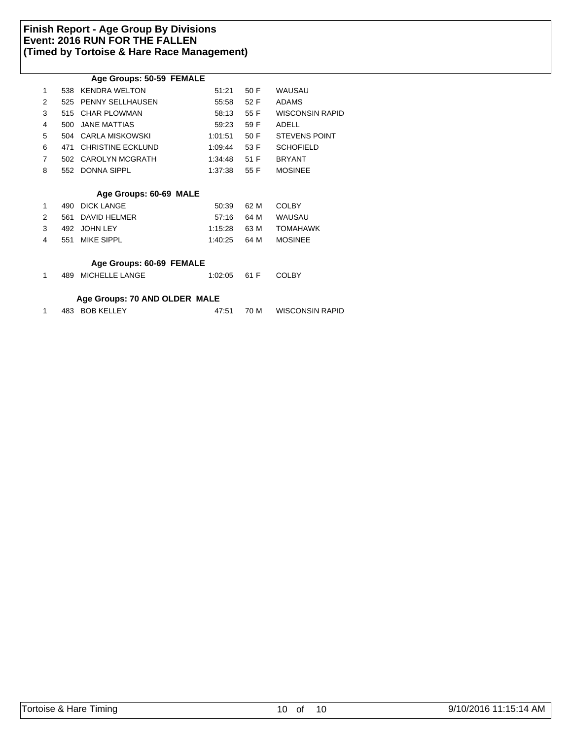**Finish Report - Age Group By Divisions**
**Event: 2016 RUN FOR THE FALLEN**
**(Timed by Tortoise & Hare Race Management)**

### Age Groups: 50-59 FEMALE

| | | | | | |
|---|---|---|---|---|---|
| 1 | 538 | KENDRA WELTON | 51:21 | 50 F | WAUSAU |
| 2 | 525 | PENNY SELLHAUSEN | 55:58 | 52 F | ADAMS |
| 3 | 515 | CHAR PLOWMAN | 58:13 | 55 F | WISCONSIN RAPID |
| 4 | 500 | JANE MATTIAS | 59:23 | 59 F | ADELL |
| 5 | 504 | CARLA MISKOWSKI | 1:01:51 | 50 F | STEVENS POINT |
| 6 | 471 | CHRISTINE ECKLUND | 1:09:44 | 53 F | SCHOFIELD |
| 7 | 502 | CAROLYN MCGRATH | 1:34:48 | 51 F | BRYANT |
| 8 | 552 | DONNA SIPPL | 1:37:38 | 55 F | MOSINEE |

### Age Groups: 60-69 MALE

| | | | | | |
|---|---|---|---|---|---|
| 1 | 490 | DICK LANGE | 50:39 | 62 M | COLBY |
| 2 | 561 | DAVID HELMER | 57:16 | 64 M | WAUSAU |
| 3 | 492 | JOHN LEY | 1:15:28 | 63 M | TOMAHAWK |
| 4 | 551 | MIKE SIPPL | 1:40:25 | 64 M | MOSINEE |

### Age Groups: 60-69 FEMALE

| | | | | | |
|---|---|---|---|---|---|
| 1 | 489 | MICHELLE LANGE | 1:02:05 | 61 F | COLBY |

### Age Groups: 70 AND OLDER MALE

| | | | | | |
|---|---|---|---|---|---|
| 1 | 483 | BOB KELLEY | 47:51 | 70 M | WISCONSIN RAPID |